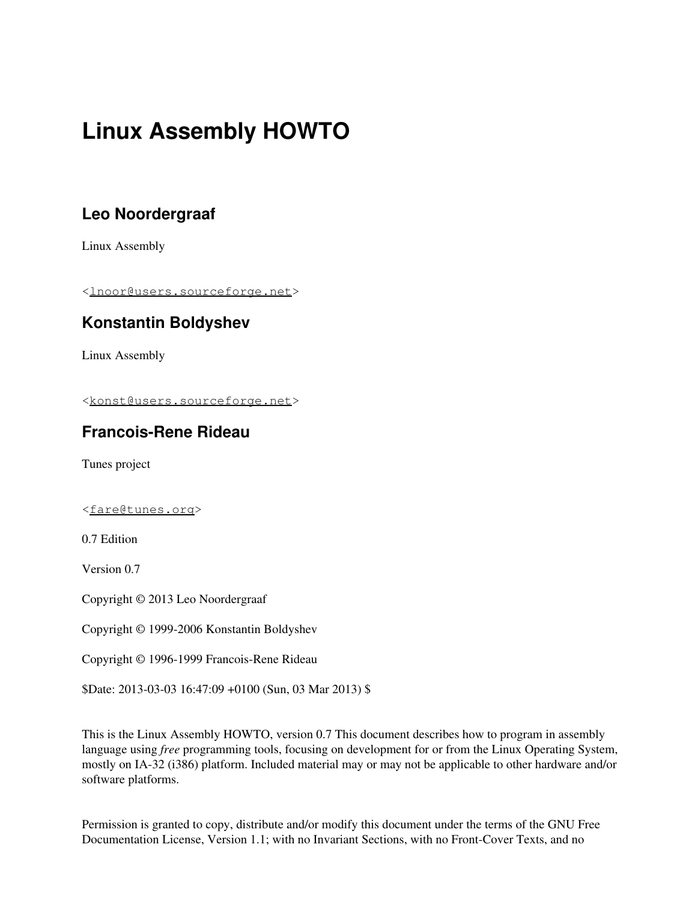# Linux Assembly HOWTO

## Leo Noordergraaf

Linux Assembly

<lnoor@users.sourceforge.net>

## Konstantin Boldyshev

Linux Assembly

<konst@users.sourceforge.net>

## Francois-Rene Rideau

Tunes project

<fare@tunes.org>

0.7 Edition

Version 0.7

Copyright © 2013 Leo Noordergraaf

Copyright © 1999-2006 Konstantin Boldyshev

Copyright © 1996-1999 Francois-Rene Rideau

$Date: 2013-03-03 16:47:09 +0100 (Sun, 03 Mar 2013) $

This is the Linux Assembly HOWTO, version 0.7 This document describes how to program in assembly language using *free* programming tools, focusing on development for or from the Linux Operating System, mostly on IA-32 (i386) platform. Included material may or may not be applicable to other hardware and/or software platforms.

Permission is granted to copy, distribute and/or modify this document under the terms of the GNU Free Documentation License, Version 1.1; with no Invariant Sections, with no Front-Cover Texts, and no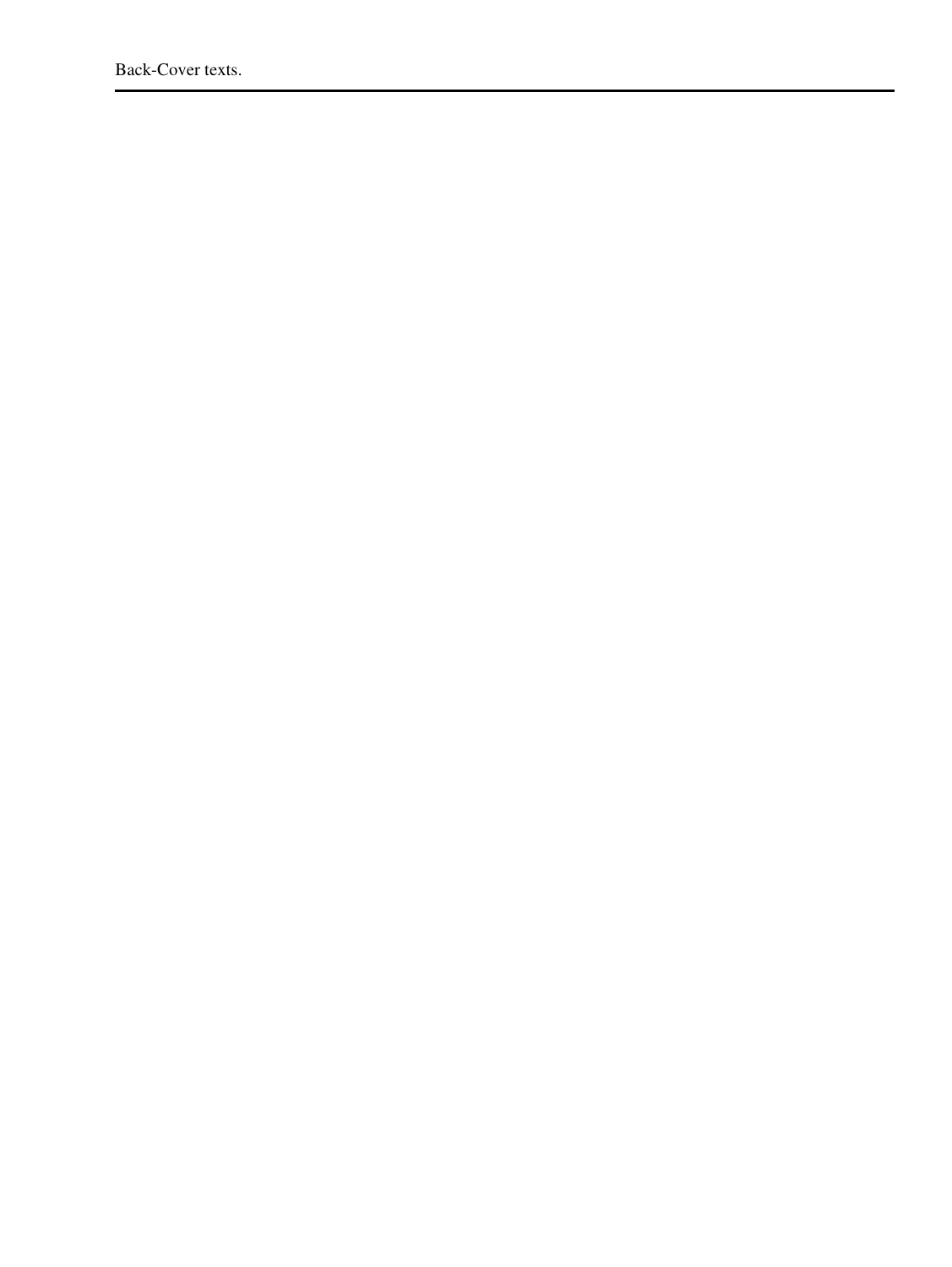Back-Cover texts.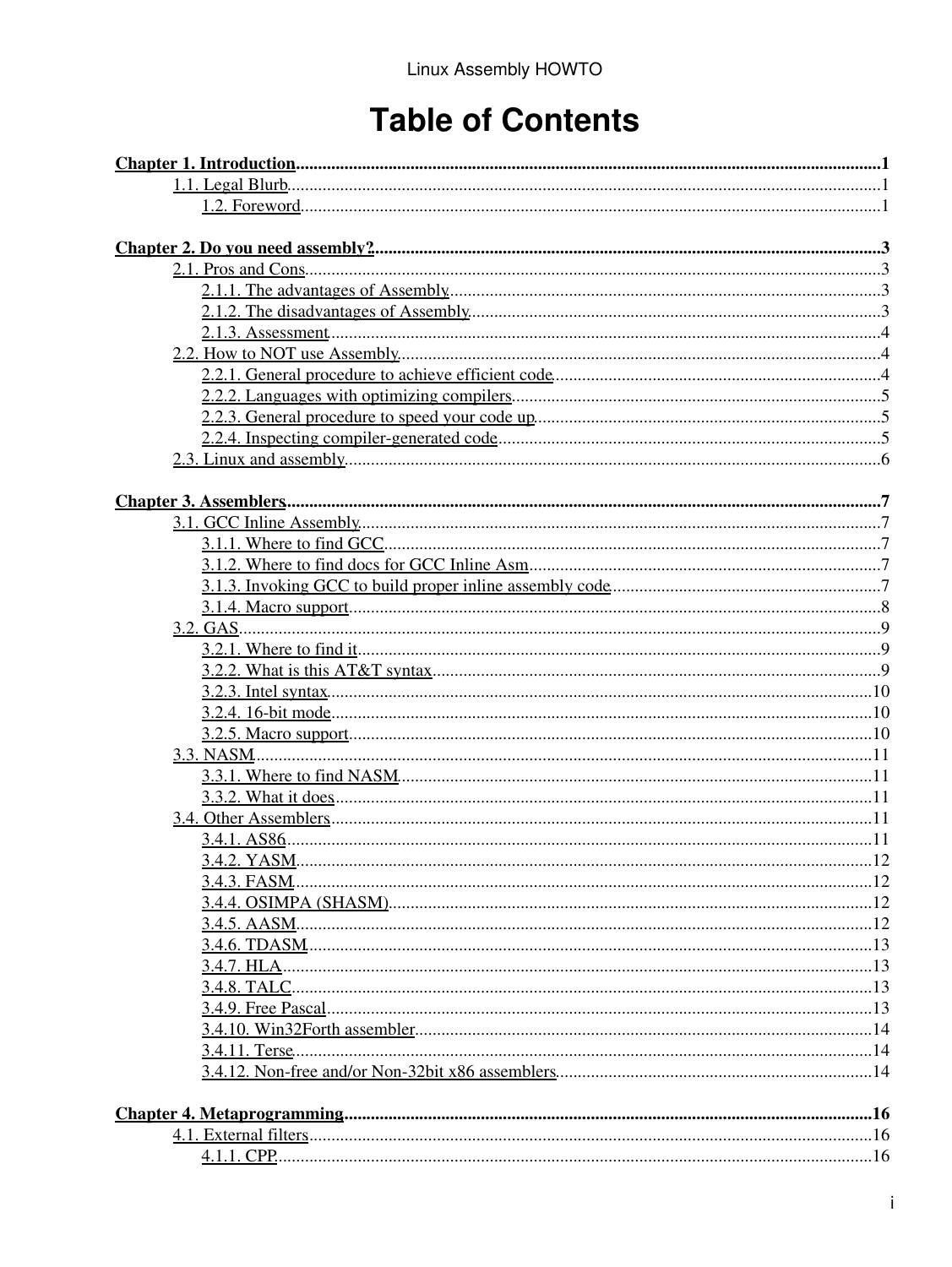# Table of Contents

**Chapter 1. Introduction**.....1
- 1.1. Legal Blurb.....1
  - 1.2. Foreword.....1

**Chapter 2. Do you need assembly?**.....3
- 2.1. Pros and Cons.....3
  - 2.1.1. The advantages of Assembly.....3
  - 2.1.2. The disadvantages of Assembly.....3
  - 2.1.3. Assessment.....4
- 2.2. How to NOT use Assembly.....4
  - 2.2.1. General procedure to achieve efficient code.....4
  - 2.2.2. Languages with optimizing compilers.....5
  - 2.2.3. General procedure to speed your code up.....5
  - 2.2.4. Inspecting compiler-generated code.....5
- 2.3. Linux and assembly.....6

**Chapter 3. Assemblers**.....7
- 3.1. GCC Inline Assembly.....7
  - 3.1.1. Where to find GCC.....7
  - 3.1.2. Where to find docs for GCC Inline Asm.....7
  - 3.1.3. Invoking GCC to build proper inline assembly code.....7
  - 3.1.4. Macro support.....8
- 3.2. GAS.....9
  - 3.2.1. Where to find it.....9
  - 3.2.2. What is this AT&T syntax.....9
  - 3.2.3. Intel syntax.....10
  - 3.2.4. 16-bit mode.....10
  - 3.2.5. Macro support.....10
- 3.3. NASM.....11
  - 3.3.1. Where to find NASM.....11
  - 3.3.2. What it does.....11
- 3.4. Other Assemblers.....11
  - 3.4.1. AS86.....11
  - 3.4.2. YASM.....12
  - 3.4.3. FASM.....12
  - 3.4.4. OSIMPA (SHASM).....12
  - 3.4.5. AASM.....12
  - 3.4.6. TDASM.....13
  - 3.4.7. HLA.....13
  - 3.4.8. TALC.....13
  - 3.4.9. Free Pascal.....13
  - 3.4.10. Win32Forth assembler.....14
  - 3.4.11. Terse.....14
  - 3.4.12. Non-free and/or Non-32bit x86 assemblers.....14

**Chapter 4. Metaprogramming**.....16
- 4.1. External filters.....16
  - 4.1.1. CPP.....16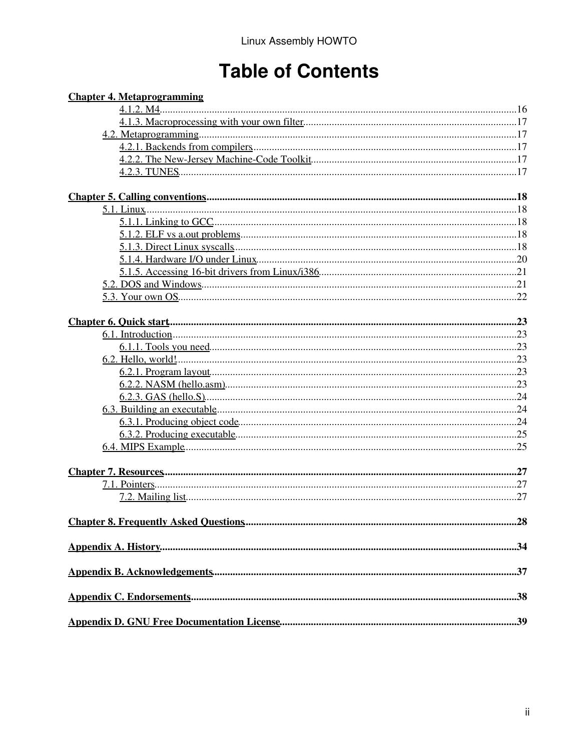# Table of Contents

**Chapter 4. Metaprogramming**

- 4.1.2. M4 ... 16
- 4.1.3. Macroprocessing with your own filter ... 17
- 4.2. Metaprogramming ... 17
  - 4.2.1. Backends from compilers ... 17
  - 4.2.2. The New-Jersey Machine-Code Toolkit ... 17
  - 4.2.3. TUNES ... 17

**Chapter 5. Calling conventions ... 18**

- 5.1. Linux ... 18
  - 5.1.1. Linking to GCC ... 18
  - 5.1.2. ELF vs a.out problems ... 18
  - 5.1.3. Direct Linux syscalls ... 18
  - 5.1.4. Hardware I/O under Linux ... 20
  - 5.1.5. Accessing 16-bit drivers from Linux/i386 ... 21
- 5.2. DOS and Windows ... 21
- 5.3. Your own OS ... 22

**Chapter 6. Quick start ... 23**

- 6.1. Introduction ... 23
  - 6.1.1. Tools you need ... 23
- 6.2. Hello, world! ... 23
  - 6.2.1. Program layout ... 23
  - 6.2.2. NASM (hello.asm) ... 23
  - 6.2.3. GAS (hello.S) ... 24
- 6.3. Building an executable ... 24
  - 6.3.1. Producing object code ... 24
  - 6.3.2. Producing executable ... 25
- 6.4. MIPS Example ... 25

**Chapter 7. Resources ... 27**

- 7.1. Pointers ... 27
  - 7.2. Mailing list ... 27

**Chapter 8. Frequently Asked Questions ... 28**

**Appendix A. History ... 34**

**Appendix B. Acknowledgements ... 37**

**Appendix C. Endorsements ... 38**

**Appendix D. GNU Free Documentation License ... 39**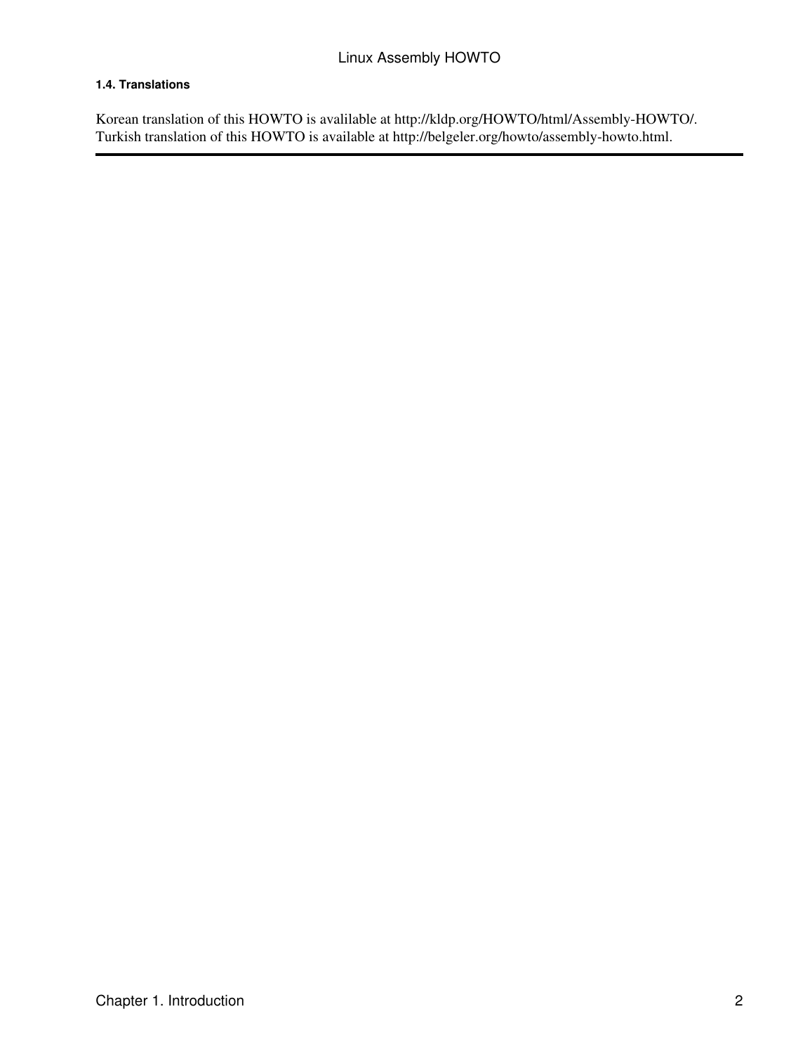### 1.4. Translations

Korean translation of this HOWTO is avalilable at http://kldp.org/HOWTO/html/Assembly-HOWTO/. Turkish translation of this HOWTO is available at http://belgeler.org/howto/assembly-howto.html.

---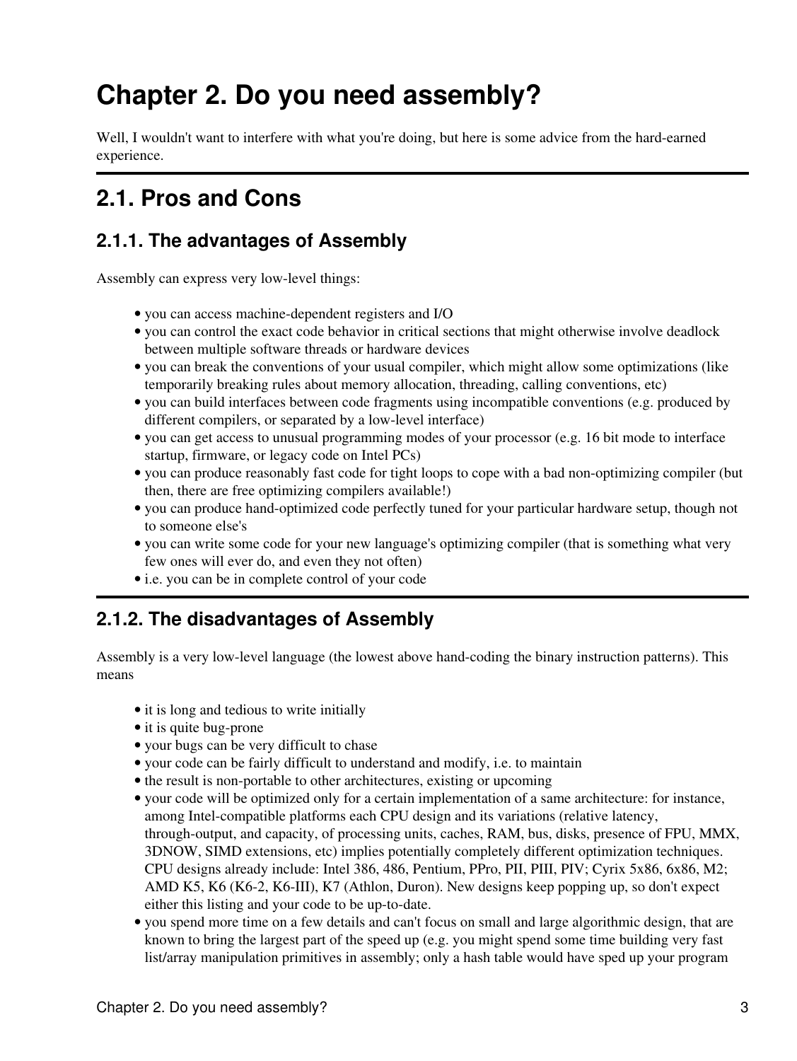# Chapter 2. Do you need assembly?

Well, I wouldn't want to interfere with what you're doing, but here is some advice from the hard-earned experience.

## 2.1. Pros and Cons

### 2.1.1. The advantages of Assembly

Assembly can express very low-level things:

- you can access machine-dependent registers and I/O
- you can control the exact code behavior in critical sections that might otherwise involve deadlock between multiple software threads or hardware devices
- you can break the conventions of your usual compiler, which might allow some optimizations (like temporarily breaking rules about memory allocation, threading, calling conventions, etc)
- you can build interfaces between code fragments using incompatible conventions (e.g. produced by different compilers, or separated by a low-level interface)
- you can get access to unusual programming modes of your processor (e.g. 16 bit mode to interface startup, firmware, or legacy code on Intel PCs)
- you can produce reasonably fast code for tight loops to cope with a bad non-optimizing compiler (but then, there are free optimizing compilers available!)
- you can produce hand-optimized code perfectly tuned for your particular hardware setup, though not to someone else's
- you can write some code for your new language's optimizing compiler (that is something what very few ones will ever do, and even they not often)
- i.e. you can be in complete control of your code

### 2.1.2. The disadvantages of Assembly

Assembly is a very low-level language (the lowest above hand-coding the binary instruction patterns). This means

- it is long and tedious to write initially
- it is quite bug-prone
- your bugs can be very difficult to chase
- your code can be fairly difficult to understand and modify, i.e. to maintain
- the result is non-portable to other architectures, existing or upcoming
- your code will be optimized only for a certain implementation of a same architecture: for instance, among Intel-compatible platforms each CPU design and its variations (relative latency, through-output, and capacity, of processing units, caches, RAM, bus, disks, presence of FPU, MMX, 3DNOW, SIMD extensions, etc) implies potentially completely different optimization techniques. CPU designs already include: Intel 386, 486, Pentium, PPro, PII, PIII, PIV; Cyrix 5x86, 6x86, M2; AMD K5, K6 (K6-2, K6-III), K7 (Athlon, Duron). New designs keep popping up, so don't expect either this listing and your code to be up-to-date.
- you spend more time on a few details and can't focus on small and large algorithmic design, that are known to bring the largest part of the speed up (e.g. you might spend some time building very fast list/array manipulation primitives in assembly; only a hash table would have sped up your program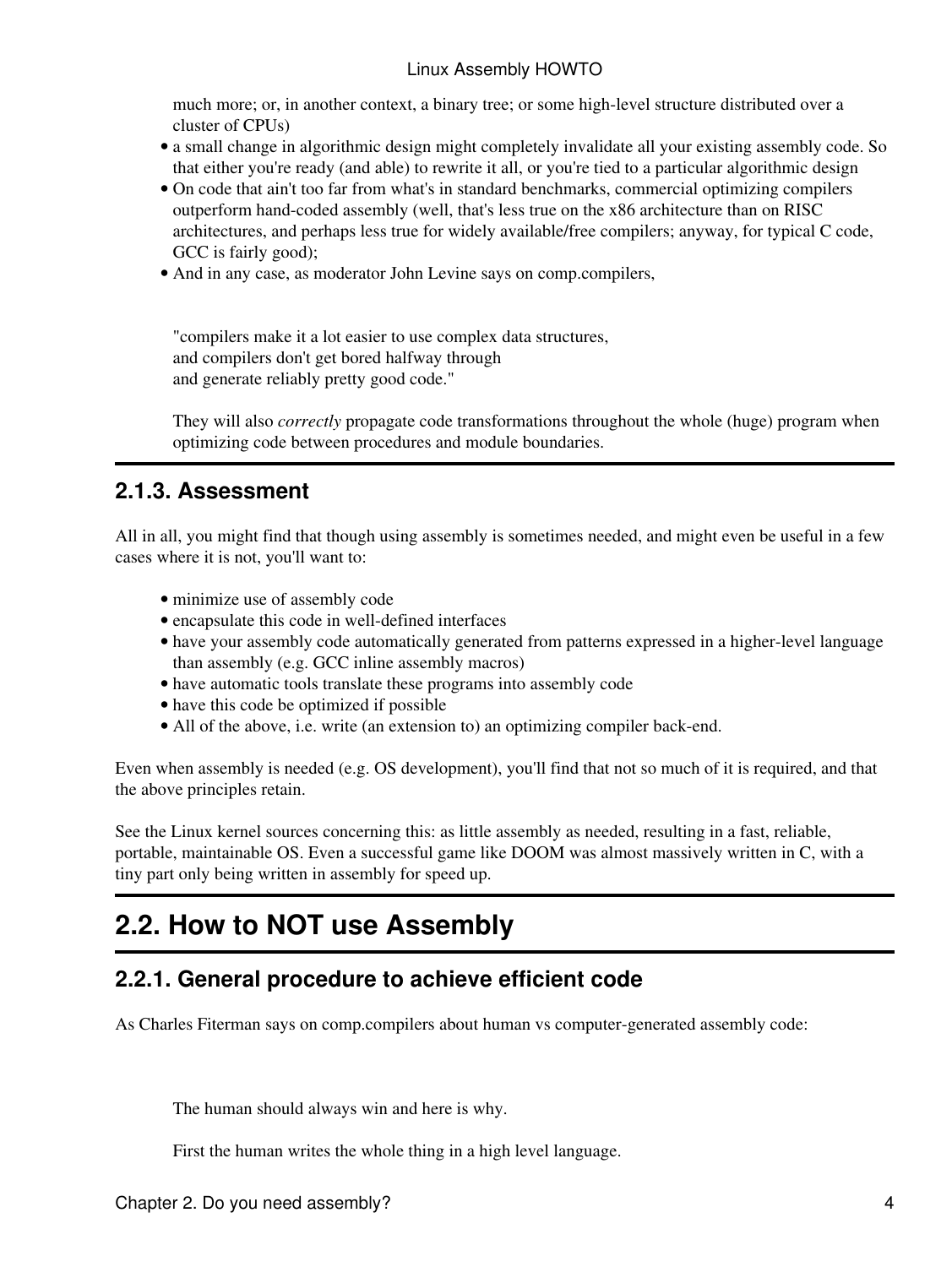much more; or, in another context, a binary tree; or some high-level structure distributed over a cluster of CPUs)

- a small change in algorithmic design might completely invalidate all your existing assembly code. So that either you're ready (and able) to rewrite it all, or you're tied to a particular algorithmic design
- On code that ain't too far from what's in standard benchmarks, commercial optimizing compilers outperform hand-coded assembly (well, that's less true on the x86 architecture than on RISC architectures, and perhaps less true for widely available/free compilers; anyway, for typical C code, GCC is fairly good);
- And in any case, as moderator John Levine says on comp.compilers,

  "compilers make it a lot easier to use complex data structures,
  and compilers don't get bored halfway through
  and generate reliably pretty good code."

  They will also *correctly* propagate code transformations throughout the whole (huge) program when optimizing code between procedures and module boundaries.

### 2.1.3. Assessment

All in all, you might find that though using assembly is sometimes needed, and might even be useful in a few cases where it is not, you'll want to:

- minimize use of assembly code
- encapsulate this code in well-defined interfaces
- have your assembly code automatically generated from patterns expressed in a higher-level language than assembly (e.g. GCC inline assembly macros)
- have automatic tools translate these programs into assembly code
- have this code be optimized if possible
- All of the above, i.e. write (an extension to) an optimizing compiler back-end.

Even when assembly is needed (e.g. OS development), you'll find that not so much of it is required, and that the above principles retain.

See the Linux kernel sources concerning this: as little assembly as needed, resulting in a fast, reliable, portable, maintainable OS. Even a successful game like DOOM was almost massively written in C, with a tiny part only being written in assembly for speed up.

## 2.2. How to NOT use Assembly

### 2.2.1. General procedure to achieve efficient code

As Charles Fiterman says on comp.compilers about human vs computer-generated assembly code:

> The human should always win and here is why.
>
> First the human writes the whole thing in a high level language.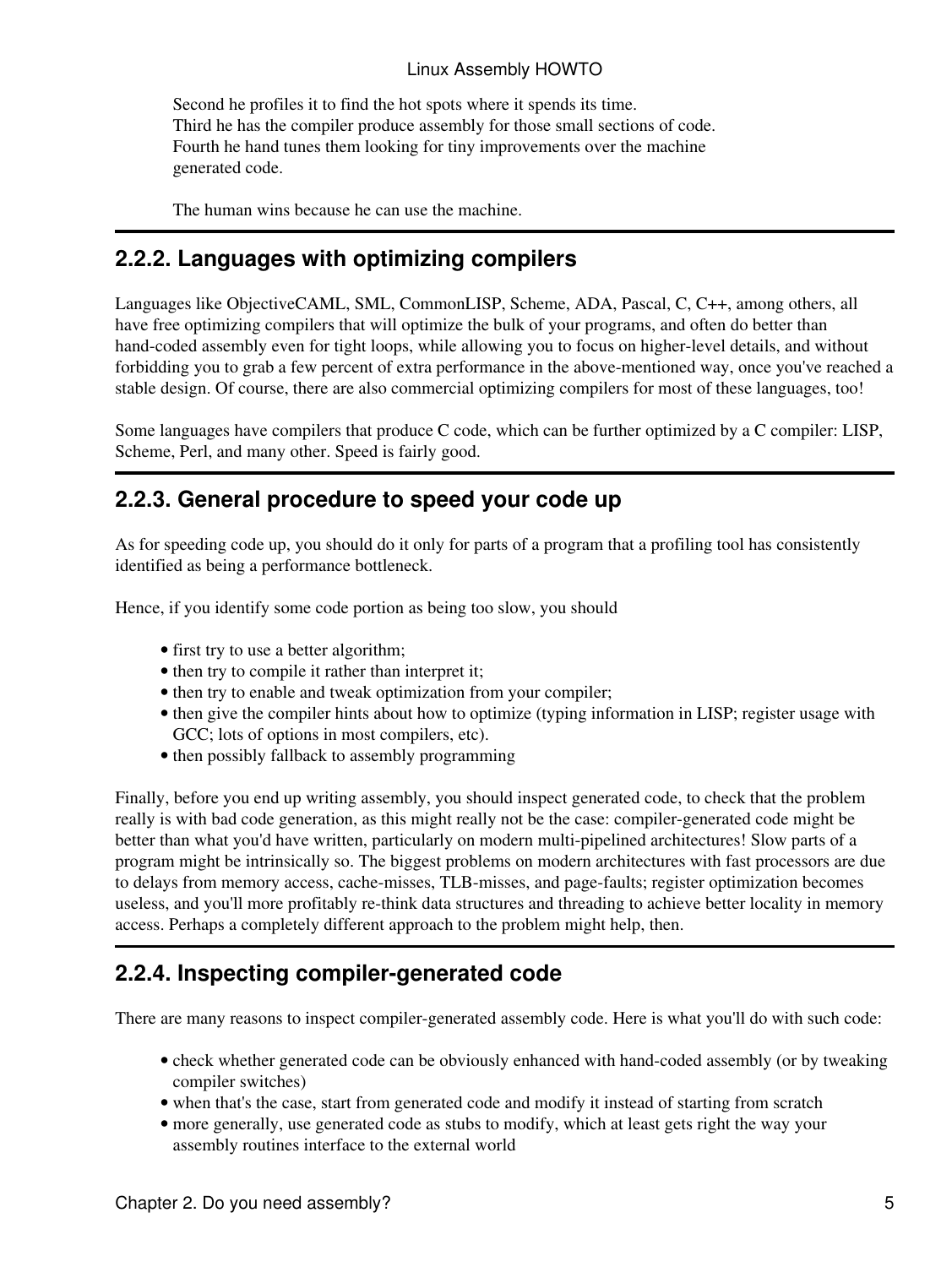Second he profiles it to find the hot spots where it spends its time.
Third he has the compiler produce assembly for those small sections of code.
Fourth he hand tunes them looking for tiny improvements over the machine generated code.

The human wins because he can use the machine.

## 2.2.2. Languages with optimizing compilers

Languages like ObjectiveCAML, SML, CommonLISP, Scheme, ADA, Pascal, C, C++, among others, all have free optimizing compilers that will optimize the bulk of your programs, and often do better than hand-coded assembly even for tight loops, while allowing you to focus on higher-level details, and without forbidding you to grab a few percent of extra performance in the above-mentioned way, once you've reached a stable design. Of course, there are also commercial optimizing compilers for most of these languages, too!

Some languages have compilers that produce C code, which can be further optimized by a C compiler: LISP, Scheme, Perl, and many other. Speed is fairly good.

## 2.2.3. General procedure to speed your code up

As for speeding code up, you should do it only for parts of a program that a profiling tool has consistently identified as being a performance bottleneck.

Hence, if you identify some code portion as being too slow, you should

- first try to use a better algorithm;
- then try to compile it rather than interpret it;
- then try to enable and tweak optimization from your compiler;
- then give the compiler hints about how to optimize (typing information in LISP; register usage with GCC; lots of options in most compilers, etc).
- then possibly fallback to assembly programming

Finally, before you end up writing assembly, you should inspect generated code, to check that the problem really is with bad code generation, as this might really not be the case: compiler-generated code might be better than what you'd have written, particularly on modern multi-pipelined architectures! Slow parts of a program might be intrinsically so. The biggest problems on modern architectures with fast processors are due to delays from memory access, cache-misses, TLB-misses, and page-faults; register optimization becomes useless, and you'll more profitably re-think data structures and threading to achieve better locality in memory access. Perhaps a completely different approach to the problem might help, then.

## 2.2.4. Inspecting compiler-generated code

There are many reasons to inspect compiler-generated assembly code. Here is what you'll do with such code:

- check whether generated code can be obviously enhanced with hand-coded assembly (or by tweaking compiler switches)
- when that's the case, start from generated code and modify it instead of starting from scratch
- more generally, use generated code as stubs to modify, which at least gets right the way your assembly routines interface to the external world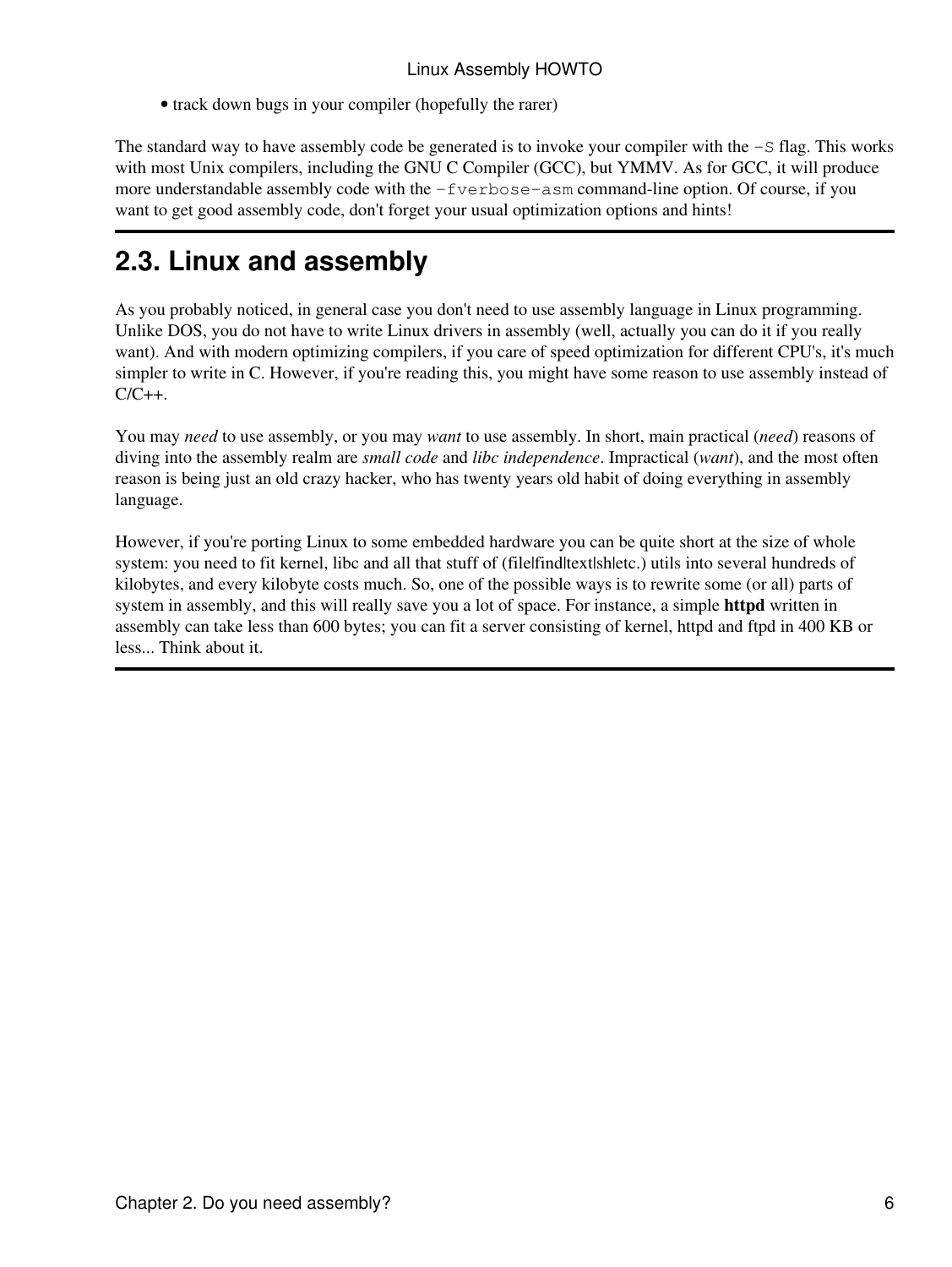- track down bugs in your compiler (hopefully the rarer)

The standard way to have assembly code be generated is to invoke your compiler with the `-S` flag. This works with most Unix compilers, including the GNU C Compiler (GCC), but YMMV. As for GCC, it will produce more understandable assembly code with the `-fverbose-asm` command-line option. Of course, if you want to get good assembly code, don't forget your usual optimization options and hints!

## 2.3. Linux and assembly

As you probably noticed, in general case you don't need to use assembly language in Linux programming. Unlike DOS, you do not have to write Linux drivers in assembly (well, actually you can do it if you really want). And with modern optimizing compilers, if you care of speed optimization for different CPU's, it's much simpler to write in C. However, if you're reading this, you might have some reason to use assembly instead of C/C++.

You may *need* to use assembly, or you may *want* to use assembly. In short, main practical (*need*) reasons of diving into the assembly realm are *small code* and *libc independence*. Impractical (*want*), and the most often reason is being just an old crazy hacker, who has twenty years old habit of doing everything in assembly language.

However, if you're porting Linux to some embedded hardware you can be quite short at the size of whole system: you need to fit kernel, libc and all that stuff of (file|find|text|sh|etc.) utils into several hundreds of kilobytes, and every kilobyte costs much. So, one of the possible ways is to rewrite some (or all) parts of system in assembly, and this will really save you a lot of space. For instance, a simple **httpd** written in assembly can take less than 600 bytes; you can fit a server consisting of kernel, httpd and ftpd in 400 KB or less... Think about it.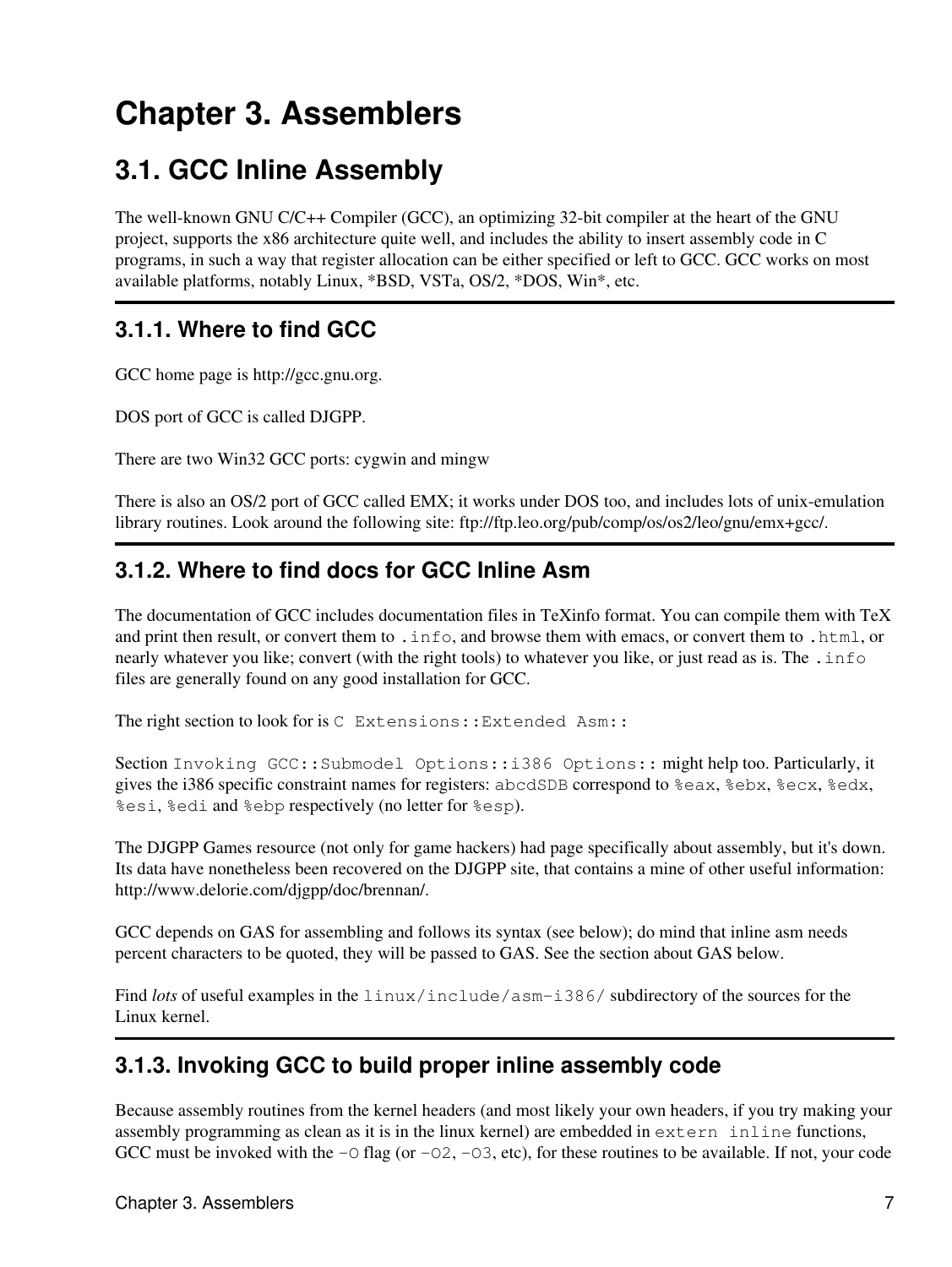# Chapter 3. Assemblers

## 3.1. GCC Inline Assembly

The well-known GNU C/C++ Compiler (GCC), an optimizing 32-bit compiler at the heart of the GNU project, supports the x86 architecture quite well, and includes the ability to insert assembly code in C programs, in such a way that register allocation can be either specified or left to GCC. GCC works on most available platforms, notably Linux, *BSD, VSTa, OS/2, *DOS, Win*, etc.

### 3.1.1. Where to find GCC

GCC home page is http://gcc.gnu.org.

DOS port of GCC is called DJGPP.

There are two Win32 GCC ports: cygwin and mingw

There is also an OS/2 port of GCC called EMX; it works under DOS too, and includes lots of unix-emulation library routines. Look around the following site: ftp://ftp.leo.org/pub/comp/os/os2/leo/gnu/emx+gcc/.

### 3.1.2. Where to find docs for GCC Inline Asm

The documentation of GCC includes documentation files in TeXinfo format. You can compile them with TeX and print then result, or convert them to `.info`, and browse them with emacs, or convert them to `.html`, or nearly whatever you like; convert (with the right tools) to whatever you like, or just read as is. The `.info` files are generally found on any good installation for GCC.

The right section to look for is `C Extensions::Extended Asm::`

Section `Invoking GCC::Submodel Options::i386 Options::` might help too. Particularly, it gives the i386 specific constraint names for registers: `abcdSDB` correspond to `%eax`, `%ebx`, `%ecx`, `%edx`, `%esi`, `%edi` and `%ebp` respectively (no letter for `%esp`).

The DJGPP Games resource (not only for game hackers) had page specifically about assembly, but it's down. Its data have nonetheless been recovered on the DJGPP site, that contains a mine of other useful information: http://www.delorie.com/djgpp/doc/brennan/.

GCC depends on GAS for assembling and follows its syntax (see below); do mind that inline asm needs percent characters to be quoted, they will be passed to GAS. See the section about GAS below.

Find *lots* of useful examples in the `linux/include/asm-i386/` subdirectory of the sources for the Linux kernel.

### 3.1.3. Invoking GCC to build proper inline assembly code

Because assembly routines from the kernel headers (and most likely your own headers, if you try making your assembly programming as clean as it is in the linux kernel) are embedded in `extern inline` functions, GCC must be invoked with the `-O` flag (or `-O2`, `-O3`, etc), for these routines to be available. If not, your code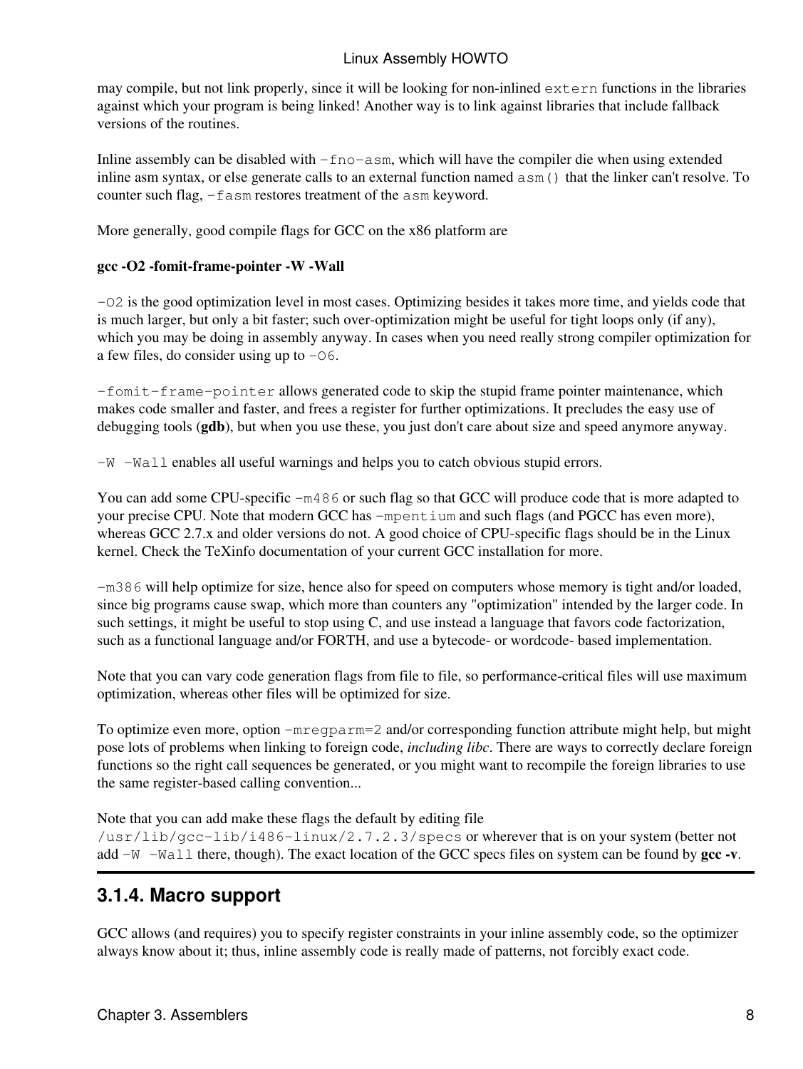may compile, but not link properly, since it will be looking for non-inlined `extern` functions in the libraries against which your program is being linked! Another way is to link against libraries that include fallback versions of the routines.

Inline assembly can be disabled with `-fno-asm`, which will have the compiler die when using extended inline asm syntax, or else generate calls to an external function named `asm()` that the linker can't resolve. To counter such flag, `-fasm` restores treatment of the `asm` keyword.

More generally, good compile flags for GCC on the x86 platform are

**gcc -O2 -fomit-frame-pointer -W -Wall**

`-O2` is the good optimization level in most cases. Optimizing besides it takes more time, and yields code that is much larger, but only a bit faster; such over-optimization might be useful for tight loops only (if any), which you may be doing in assembly anyway. In cases when you need really strong compiler optimization for a few files, do consider using up to `-O6`.

`-fomit-frame-pointer` allows generated code to skip the stupid frame pointer maintenance, which makes code smaller and faster, and frees a register for further optimizations. It precludes the easy use of debugging tools (**gdb**), but when you use these, you just don't care about size and speed anymore anyway.

`-W -Wall` enables all useful warnings and helps you to catch obvious stupid errors.

You can add some CPU-specific `-m486` or such flag so that GCC will produce code that is more adapted to your precise CPU. Note that modern GCC has `-mpentium` and such flags (and PGCC has even more), whereas GCC 2.7.x and older versions do not. A good choice of CPU-specific flags should be in the Linux kernel. Check the TeXinfo documentation of your current GCC installation for more.

`-m386` will help optimize for size, hence also for speed on computers whose memory is tight and/or loaded, since big programs cause swap, which more than counters any "optimization" intended by the larger code. In such settings, it might be useful to stop using C, and use instead a language that favors code factorization, such as a functional language and/or FORTH, and use a bytecode- or wordcode- based implementation.

Note that you can vary code generation flags from file to file, so performance-critical files will use maximum optimization, whereas other files will be optimized for size.

To optimize even more, option `-mregparm=2` and/or corresponding function attribute might help, but might pose lots of problems when linking to foreign code, *including libc*. There are ways to correctly declare foreign functions so the right call sequences be generated, or you might want to recompile the foreign libraries to use the same register-based calling convention...

Note that you can add make these flags the default by editing file `/usr/lib/gcc-lib/i486-linux/2.7.2.3/specs` or wherever that is on your system (better not add `-W -Wall` there, though). The exact location of the GCC specs files on system can be found by **gcc -v**.

### 3.1.4. Macro support

GCC allows (and requires) you to specify register constraints in your inline assembly code, so the optimizer always know about it; thus, inline assembly code is really made of patterns, not forcibly exact code.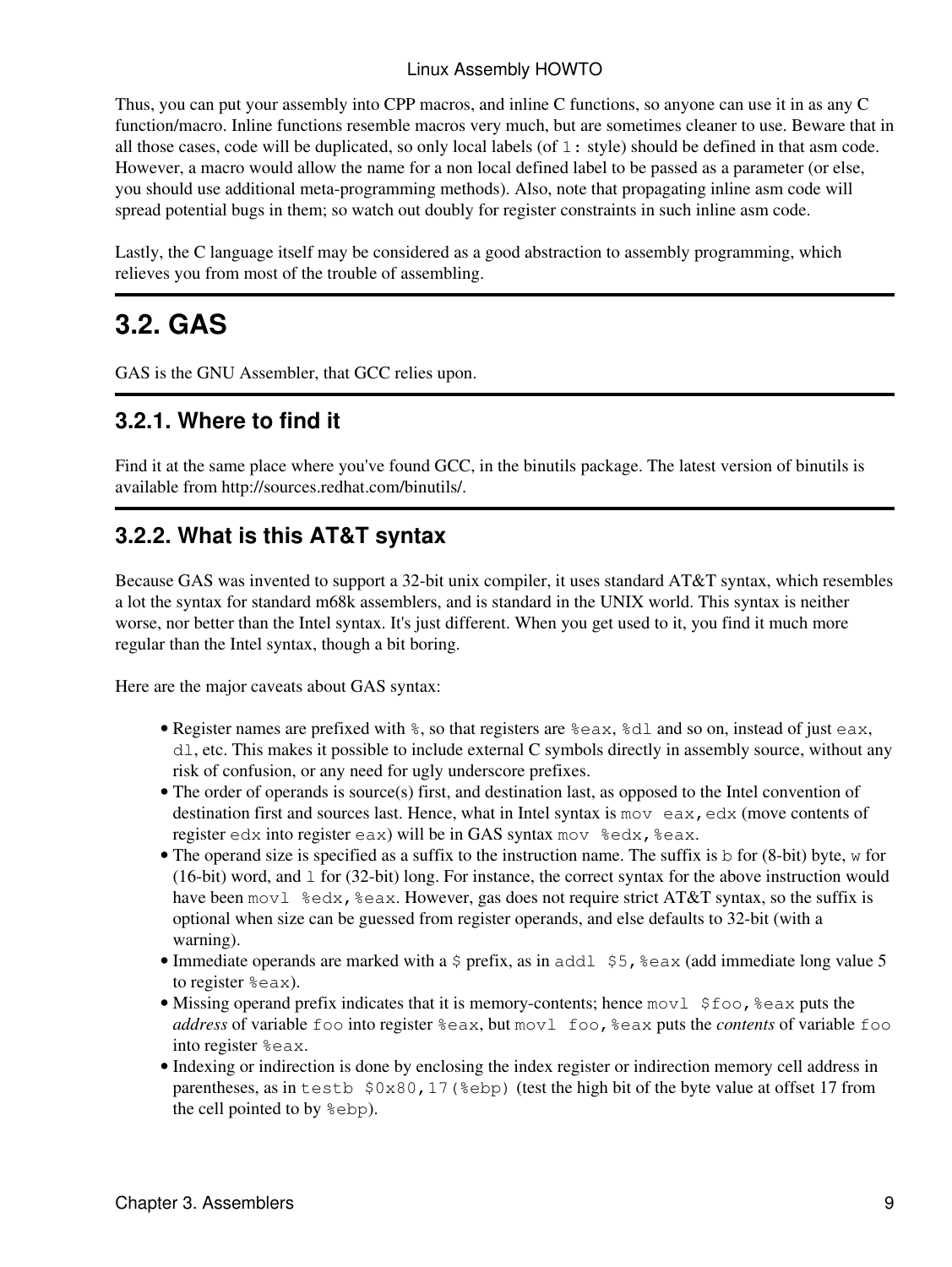Thus, you can put your assembly into CPP macros, and inline C functions, so anyone can use it in as any C function/macro. Inline functions resemble macros very much, but are sometimes cleaner to use. Beware that in all those cases, code will be duplicated, so only local labels (of `1:` style) should be defined in that asm code. However, a macro would allow the name for a non local defined label to be passed as a parameter (or else, you should use additional meta-programming methods). Also, note that propagating inline asm code will spread potential bugs in them; so watch out doubly for register constraints in such inline asm code.

Lastly, the C language itself may be considered as a good abstraction to assembly programming, which relieves you from most of the trouble of assembling.

## 3.2. GAS

GAS is the GNU Assembler, that GCC relies upon.

### 3.2.1. Where to find it

Find it at the same place where you've found GCC, in the binutils package. The latest version of binutils is available from http://sources.redhat.com/binutils/.

### 3.2.2. What is this AT&T syntax

Because GAS was invented to support a 32-bit unix compiler, it uses standard AT&T syntax, which resembles a lot the syntax for standard m68k assemblers, and is standard in the UNIX world. This syntax is neither worse, nor better than the Intel syntax. It's just different. When you get used to it, you find it much more regular than the Intel syntax, though a bit boring.

Here are the major caveats about GAS syntax:

- Register names are prefixed with `%`, so that registers are `%eax`, `%dl` and so on, instead of just `eax`, `dl`, etc. This makes it possible to include external C symbols directly in assembly source, without any risk of confusion, or any need for ugly underscore prefixes.
- The order of operands is source(s) first, and destination last, as opposed to the Intel convention of destination first and sources last. Hence, what in Intel syntax is `mov eax,edx` (move contents of register `edx` into register `eax`) will be in GAS syntax `mov %edx,%eax`.
- The operand size is specified as a suffix to the instruction name. The suffix is `b` for (8-bit) byte, `w` for (16-bit) word, and `l` for (32-bit) long. For instance, the correct syntax for the above instruction would have been `movl %edx,%eax`. However, gas does not require strict AT&T syntax, so the suffix is optional when size can be guessed from register operands, and else defaults to 32-bit (with a warning).
- Immediate operands are marked with a `$` prefix, as in `addl $5,%eax` (add immediate long value 5 to register `%eax`).
- Missing operand prefix indicates that it is memory-contents; hence `movl $foo,%eax` puts the *address* of variable `foo` into register `%eax`, but `movl foo,%eax` puts the *contents* of variable `foo` into register `%eax`.
- Indexing or indirection is done by enclosing the index register or indirection memory cell address in parentheses, as in `testb $0x80,17(%ebp)` (test the high bit of the byte value at offset 17 from the cell pointed to by `%ebp`).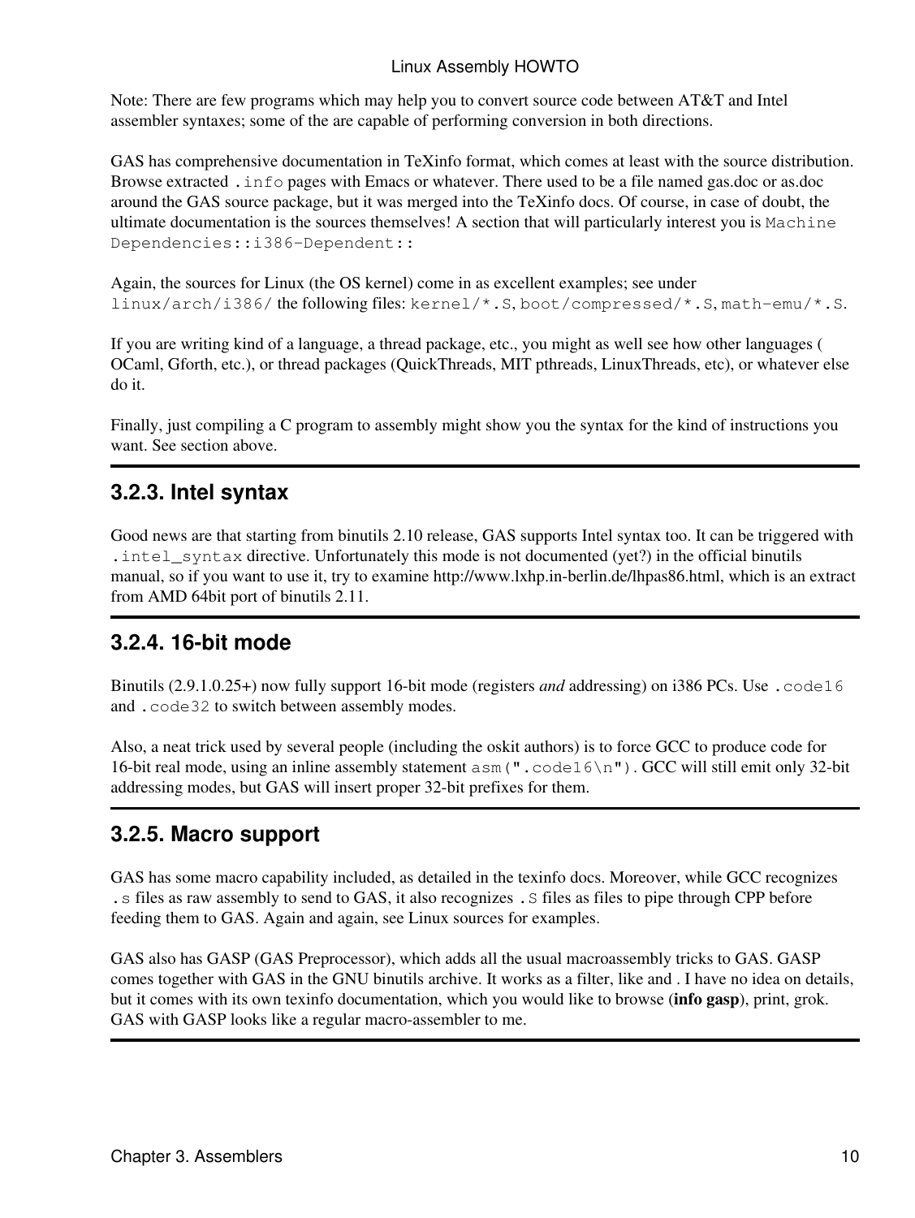Note: There are few programs which may help you to convert source code between AT&T and Intel assembler syntaxes; some of the are capable of performing conversion in both directions.

GAS has comprehensive documentation in TeXinfo format, which comes at least with the source distribution. Browse extracted `.info` pages with Emacs or whatever. There used to be a file named gas.doc or as.doc around the GAS source package, but it was merged into the TeXinfo docs. Of course, in case of doubt, the ultimate documentation is the sources themselves! A section that will particularly interest you is `Machine Dependencies::i386-Dependent::`

Again, the sources for Linux (the OS kernel) come in as excellent examples; see under `linux/arch/i386/` the following files: `kernel/*.S`, `boot/compressed/*.S`, `math-emu/*.S`.

If you are writing kind of a language, a thread package, etc., you might as well see how other languages ( OCaml, Gforth, etc.), or thread packages (QuickThreads, MIT pthreads, LinuxThreads, etc), or whatever else do it.

Finally, just compiling a C program to assembly might show you the syntax for the kind of instructions you want. See section above.

### 3.2.3. Intel syntax

Good news are that starting from binutils 2.10 release, GAS supports Intel syntax too. It can be triggered with `.intel_syntax` directive. Unfortunately this mode is not documented (yet?) in the official binutils manual, so if you want to use it, try to examine http://www.lxhp.in-berlin.de/lhpas86.html, which is an extract from AMD 64bit port of binutils 2.11.

### 3.2.4. 16-bit mode

Binutils (2.9.1.0.25+) now fully support 16-bit mode (registers *and* addressing) on i386 PCs. Use `.code16` and `.code32` to switch between assembly modes.

Also, a neat trick used by several people (including the oskit authors) is to force GCC to produce code for 16-bit real mode, using an inline assembly statement `asm(".code16\n")`. GCC will still emit only 32-bit addressing modes, but GAS will insert proper 32-bit prefixes for them.

### 3.2.5. Macro support

GAS has some macro capability included, as detailed in the texinfo docs. Moreover, while GCC recognizes `.s` files as raw assembly to send to GAS, it also recognizes `.S` files as files to pipe through CPP before feeding them to GAS. Again and again, see Linux sources for examples.

GAS also has GASP (GAS Preprocessor), which adds all the usual macroassembly tricks to GAS. GASP comes together with GAS in the GNU binutils archive. It works as a filter, like and . I have no idea on details, but it comes with its own texinfo documentation, which you would like to browse (**info gasp**), print, grok. GAS with GASP looks like a regular macro-assembler to me.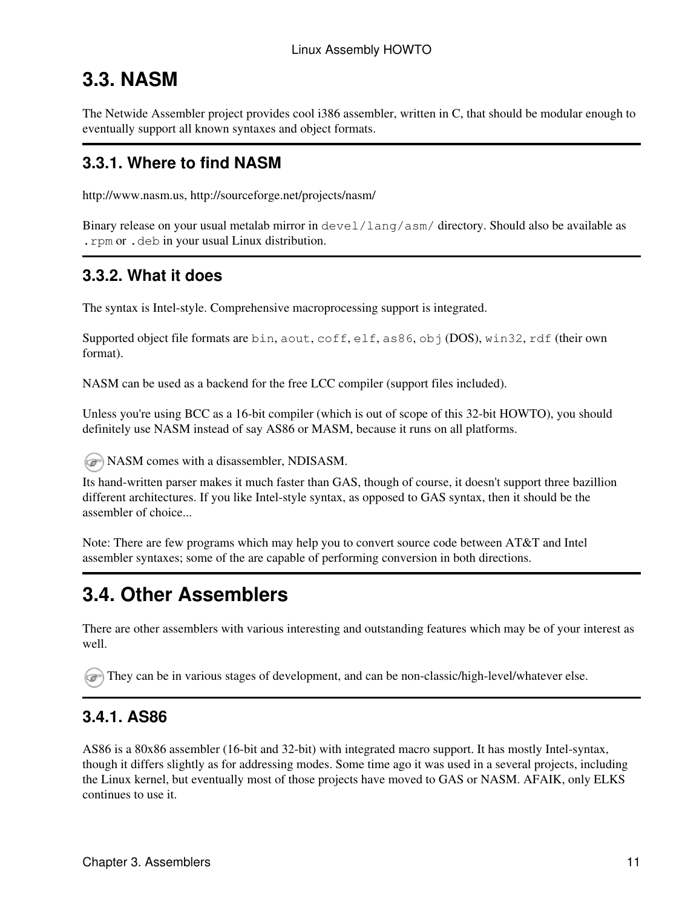## 3.3. NASM

The Netwide Assembler project provides cool i386 assembler, written in C, that should be modular enough to eventually support all known syntaxes and object formats.

### 3.3.1. Where to find NASM

http://www.nasm.us, http://sourceforge.net/projects/nasm/

Binary release on your usual metalab mirror in `devel/lang/asm/` directory. Should also be available as `.rpm` or `.deb` in your usual Linux distribution.

### 3.3.2. What it does

The syntax is Intel-style. Comprehensive macroprocessing support is integrated.

Supported object file formats are `bin`, `aout`, `coff`, `elf`, `as86`, `obj` (DOS), `win32`, `rdf` (their own format).

NASM can be used as a backend for the free LCC compiler (support files included).

Unless you're using BCC as a 16-bit compiler (which is out of scope of this 32-bit HOWTO), you should definitely use NASM instead of say AS86 or MASM, because it runs on all platforms.

NASM comes with a disassembler, NDISASM.

Its hand-written parser makes it much faster than GAS, though of course, it doesn't support three bazillion different architectures. If you like Intel-style syntax, as opposed to GAS syntax, then it should be the assembler of choice...

Note: There are few programs which may help you to convert source code between AT&T and Intel assembler syntaxes; some of the are capable of performing conversion in both directions.

## 3.4. Other Assemblers

There are other assemblers with various interesting and outstanding features which may be of your interest as well.

They can be in various stages of development, and can be non-classic/high-level/whatever else.

### 3.4.1. AS86

AS86 is a 80x86 assembler (16-bit and 32-bit) with integrated macro support. It has mostly Intel-syntax, though it differs slightly as for addressing modes. Some time ago it was used in a several projects, including the Linux kernel, but eventually most of those projects have moved to GAS or NASM. AFAIK, only ELKS continues to use it.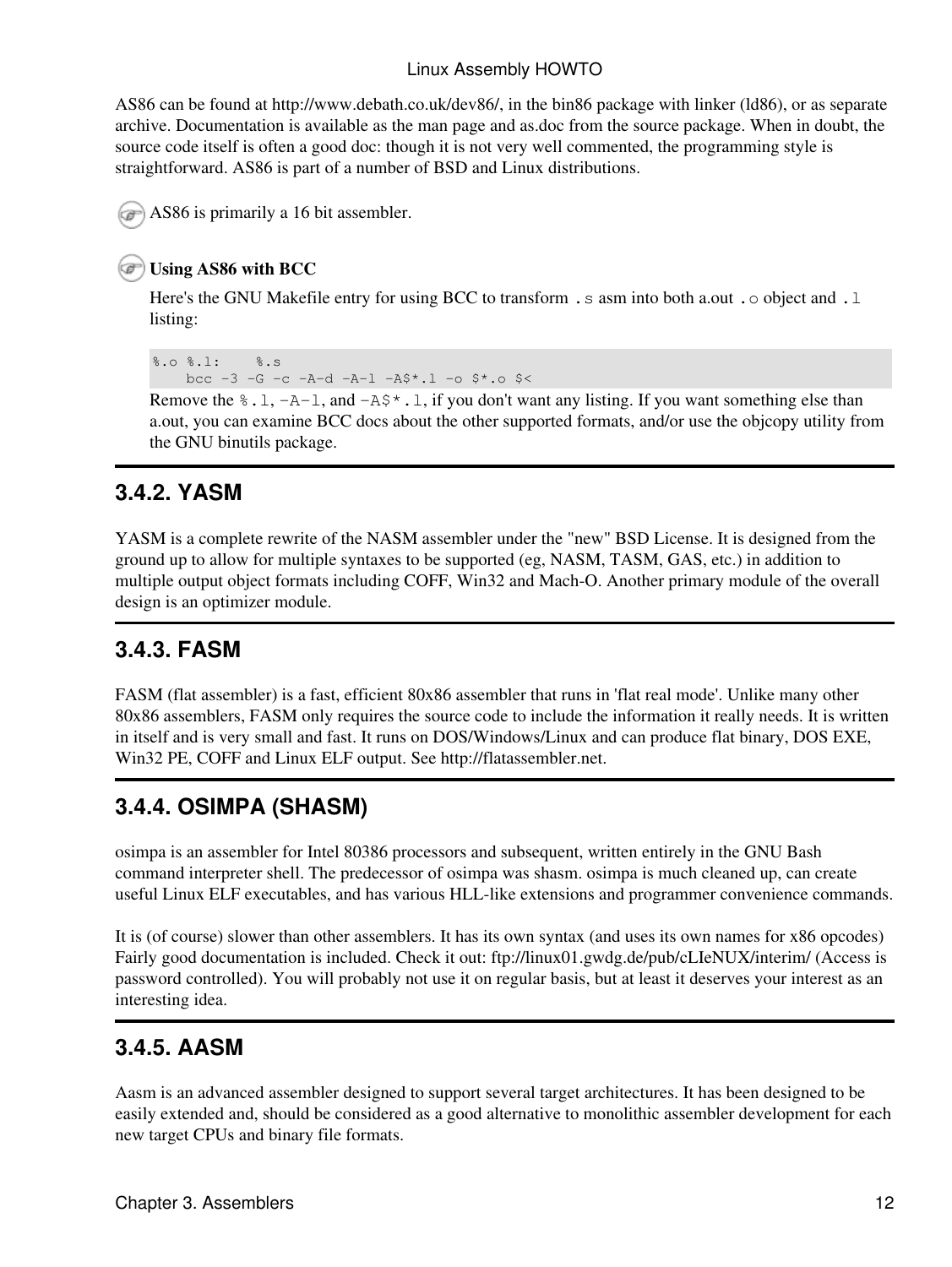AS86 can be found at http://www.debath.co.uk/dev86/, in the bin86 package with linker (ld86), or as separate archive. Documentation is available as the man page and as.doc from the source package. When in doubt, the source code itself is often a good doc: though it is not very well commented, the programming style is straightforward. AS86 is part of a number of BSD and Linux distributions.

AS86 is primarily a 16 bit assembler.

**Using AS86 with BCC**

Here's the GNU Makefile entry for using BCC to transform `.s` asm into both a.out `.o` object and `.l` listing:

```
%.o %.l:    %.s
    bcc -3 -G -c -A-d -A-l -A$*.l -o $*.o $<
```

Remove the `%.l`, `-A-l`, and `-A$*.l`, if you don't want any listing. If you want something else than a.out, you can examine BCC docs about the other supported formats, and/or use the objcopy utility from the GNU binutils package.

### 3.4.2. YASM

YASM is a complete rewrite of the NASM assembler under the "new" BSD License. It is designed from the ground up to allow for multiple syntaxes to be supported (eg, NASM, TASM, GAS, etc.) in addition to multiple output object formats including COFF, Win32 and Mach-O. Another primary module of the overall design is an optimizer module.

### 3.4.3. FASM

FASM (flat assembler) is a fast, efficient 80x86 assembler that runs in 'flat real mode'. Unlike many other 80x86 assemblers, FASM only requires the source code to include the information it really needs. It is written in itself and is very small and fast. It runs on DOS/Windows/Linux and can produce flat binary, DOS EXE, Win32 PE, COFF and Linux ELF output. See http://flatassembler.net.

### 3.4.4. OSIMPA (SHASM)

osimpa is an assembler for Intel 80386 processors and subsequent, written entirely in the GNU Bash command interpreter shell. The predecessor of osimpa was shasm. osimpa is much cleaned up, can create useful Linux ELF executables, and has various HLL-like extensions and programmer convenience commands.

It is (of course) slower than other assemblers. It has its own syntax (and uses its own names for x86 opcodes) Fairly good documentation is included. Check it out: ftp://linux01.gwdg.de/pub/cLIeNUX/interim/ (Access is password controlled). You will probably not use it on regular basis, but at least it deserves your interest as an interesting idea.

### 3.4.5. AASM

Aasm is an advanced assembler designed to support several target architectures. It has been designed to be easily extended and, should be considered as a good alternative to monolithic assembler development for each new target CPUs and binary file formats.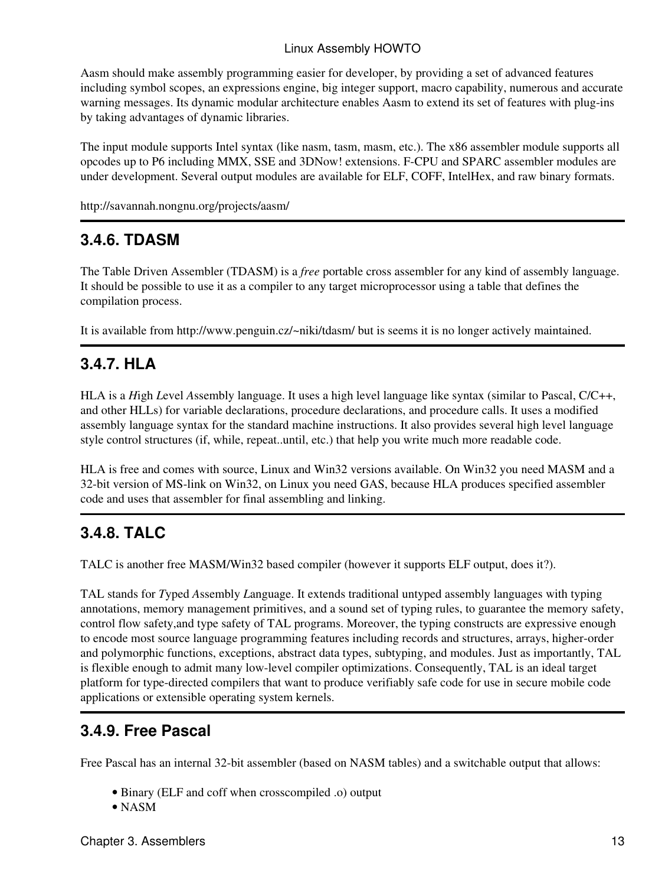Aasm should make assembly programming easier for developer, by providing a set of advanced features including symbol scopes, an expressions engine, big integer support, macro capability, numerous and accurate warning messages. Its dynamic modular architecture enables Aasm to extend its set of features with plug-ins by taking advantages of dynamic libraries.

The input module supports Intel syntax (like nasm, tasm, masm, etc.). The x86 assembler module supports all opcodes up to P6 including MMX, SSE and 3DNow! extensions. F-CPU and SPARC assembler modules are under development. Several output modules are available for ELF, COFF, IntelHex, and raw binary formats.

http://savannah.nongnu.org/projects/aasm/

### 3.4.6. TDASM

The Table Driven Assembler (TDASM) is a *free* portable cross assembler for any kind of assembly language. It should be possible to use it as a compiler to any target microprocessor using a table that defines the compilation process.

It is available from http://www.penguin.cz/~niki/tdasm/ but is seems it is no longer actively maintained.

### 3.4.7. HLA

HLA is a *H*igh *L*evel *A*ssembly language. It uses a high level language like syntax (similar to Pascal, C/C++, and other HLLs) for variable declarations, procedure declarations, and procedure calls. It uses a modified assembly language syntax for the standard machine instructions. It also provides several high level language style control structures (if, while, repeat..until, etc.) that help you write much more readable code.

HLA is free and comes with source, Linux and Win32 versions available. On Win32 you need MASM and a 32-bit version of MS-link on Win32, on Linux you need GAS, because HLA produces specified assembler code and uses that assembler for final assembling and linking.

### 3.4.8. TALC

TALC is another free MASM/Win32 based compiler (however it supports ELF output, does it?).

TAL stands for *T*yped *A*ssembly *L*anguage. It extends traditional untyped assembly languages with typing annotations, memory management primitives, and a sound set of typing rules, to guarantee the memory safety, control flow safety,and type safety of TAL programs. Moreover, the typing constructs are expressive enough to encode most source language programming features including records and structures, arrays, higher-order and polymorphic functions, exceptions, abstract data types, subtyping, and modules. Just as importantly, TAL is flexible enough to admit many low-level compiler optimizations. Consequently, TAL is an ideal target platform for type-directed compilers that want to produce verifiably safe code for use in secure mobile code applications or extensible operating system kernels.

### 3.4.9. Free Pascal

Free Pascal has an internal 32-bit assembler (based on NASM tables) and a switchable output that allows:

- Binary (ELF and coff when crosscompiled .o) output
- NASM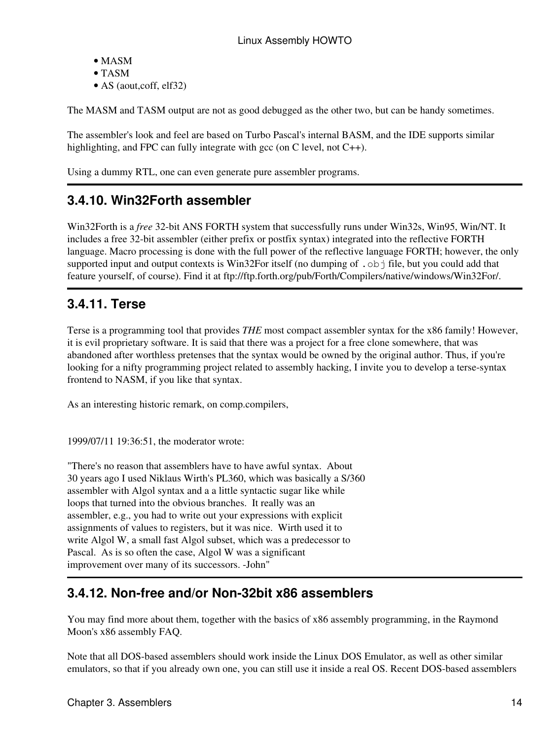- MASM
- TASM
- AS (aout,coff, elf32)

The MASM and TASM output are not as good debugged as the other two, but can be handy sometimes.

The assembler's look and feel are based on Turbo Pascal's internal BASM, and the IDE supports similar highlighting, and FPC can fully integrate with gcc (on C level, not C++).

Using a dummy RTL, one can even generate pure assembler programs.

## 3.4.10. Win32Forth assembler

Win32Forth is a *free* 32-bit ANS FORTH system that successfully runs under Win32s, Win95, Win/NT. It includes a free 32-bit assembler (either prefix or postfix syntax) integrated into the reflective FORTH language. Macro processing is done with the full power of the reflective language FORTH; however, the only supported input and output contexts is Win32For itself (no dumping of `.obj` file, but you could add that feature yourself, of course). Find it at ftp://ftp.forth.org/pub/Forth/Compilers/native/windows/Win32For/.

## 3.4.11. Terse

Terse is a programming tool that provides *THE* most compact assembler syntax for the x86 family! However, it is evil proprietary software. It is said that there was a project for a free clone somewhere, that was abandoned after worthless pretenses that the syntax would be owned by the original author. Thus, if you're looking for a nifty programming project related to assembly hacking, I invite you to develop a terse-syntax frontend to NASM, if you like that syntax.

As an interesting historic remark, on comp.compilers,

```
1999/07/11 19:36:51, the moderator wrote:

"There's no reason that assemblers have to have awful syntax.  About
30 years ago I used Niklaus Wirth's PL360, which was basically a S/360
assembler with Algol syntax and a a little syntactic sugar like while
loops that turned into the obvious branches.  It really was an
assembler, e.g., you had to write out your expressions with explicit
assignments of values to registers, but it was nice.  Wirth used it to
write Algol W, a small fast Algol subset, which was a predecessor to
Pascal.  As is so often the case, Algol W was a significant
improvement over many of its successors. -John"
```

## 3.4.12. Non-free and/or Non-32bit x86 assemblers

You may find more about them, together with the basics of x86 assembly programming, in the Raymond Moon's x86 assembly FAQ.

Note that all DOS-based assemblers should work inside the Linux DOS Emulator, as well as other similar emulators, so that if you already own one, you can still use it inside a real OS. Recent DOS-based assemblers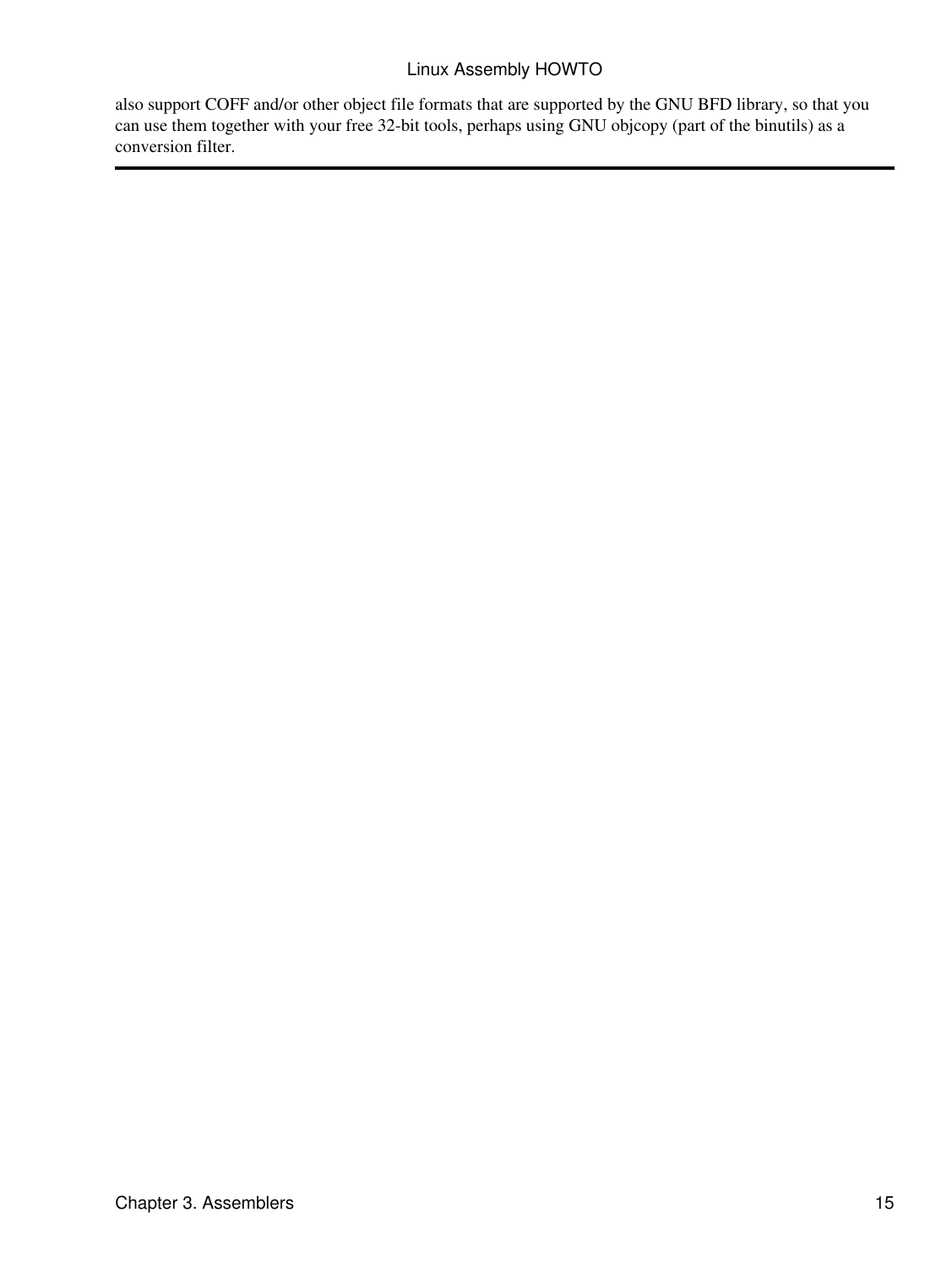also support COFF and/or other object file formats that are supported by the GNU BFD library, so that you can use them together with your free 32-bit tools, perhaps using GNU objcopy (part of the binutils) as a conversion filter.

---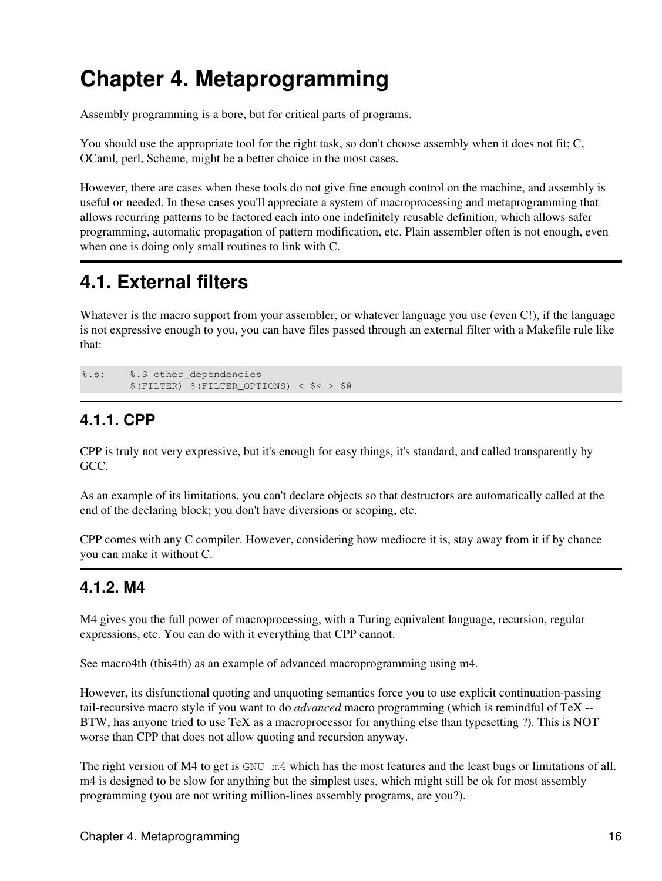# Chapter 4. Metaprogramming

Assembly programming is a bore, but for critical parts of programs.

You should use the appropriate tool for the right task, so don't choose assembly when it does not fit; C, OCaml, perl, Scheme, might be a better choice in the most cases.

However, there are cases when these tools do not give fine enough control on the machine, and assembly is useful or needed. In these cases you'll appreciate a system of macroprocessing and metaprogramming that allows recurring patterns to be factored each into one indefinitely reusable definition, which allows safer programming, automatic propagation of pattern modification, etc. Plain assembler often is not enough, even when one is doing only small routines to link with C.

## 4.1. External filters

Whatever is the macro support from your assembler, or whatever language you use (even C!), if the language is not expressive enough to you, you can have files passed through an external filter with a Makefile rule like that:

```
%.s:    %.S other_dependencies
        $(FILTER) $(FILTER_OPTIONS) < $< > $@
```

### 4.1.1. CPP

CPP is truly not very expressive, but it's enough for easy things, it's standard, and called transparently by GCC.

As an example of its limitations, you can't declare objects so that destructors are automatically called at the end of the declaring block; you don't have diversions or scoping, etc.

CPP comes with any C compiler. However, considering how mediocre it is, stay away from it if by chance you can make it without C.

### 4.1.2. M4

M4 gives you the full power of macroprocessing, with a Turing equivalent language, recursion, regular expressions, etc. You can do with it everything that CPP cannot.

See macro4th (this4th) as an example of advanced macroprogramming using m4.

However, its disfunctional quoting and unquoting semantics force you to use explicit continuation-passing tail-recursive macro style if you want to do *advanced* macro programming (which is remindful of TeX -- BTW, has anyone tried to use TeX as a macroprocessor for anything else than typesetting ?). This is NOT worse than CPP that does not allow quoting and recursion anyway.

The right version of M4 to get is `GNU m4` which has the most features and the least bugs or limitations of all. m4 is designed to be slow for anything but the simplest uses, which might still be ok for most assembly programming (you are not writing million-lines assembly programs, are you?).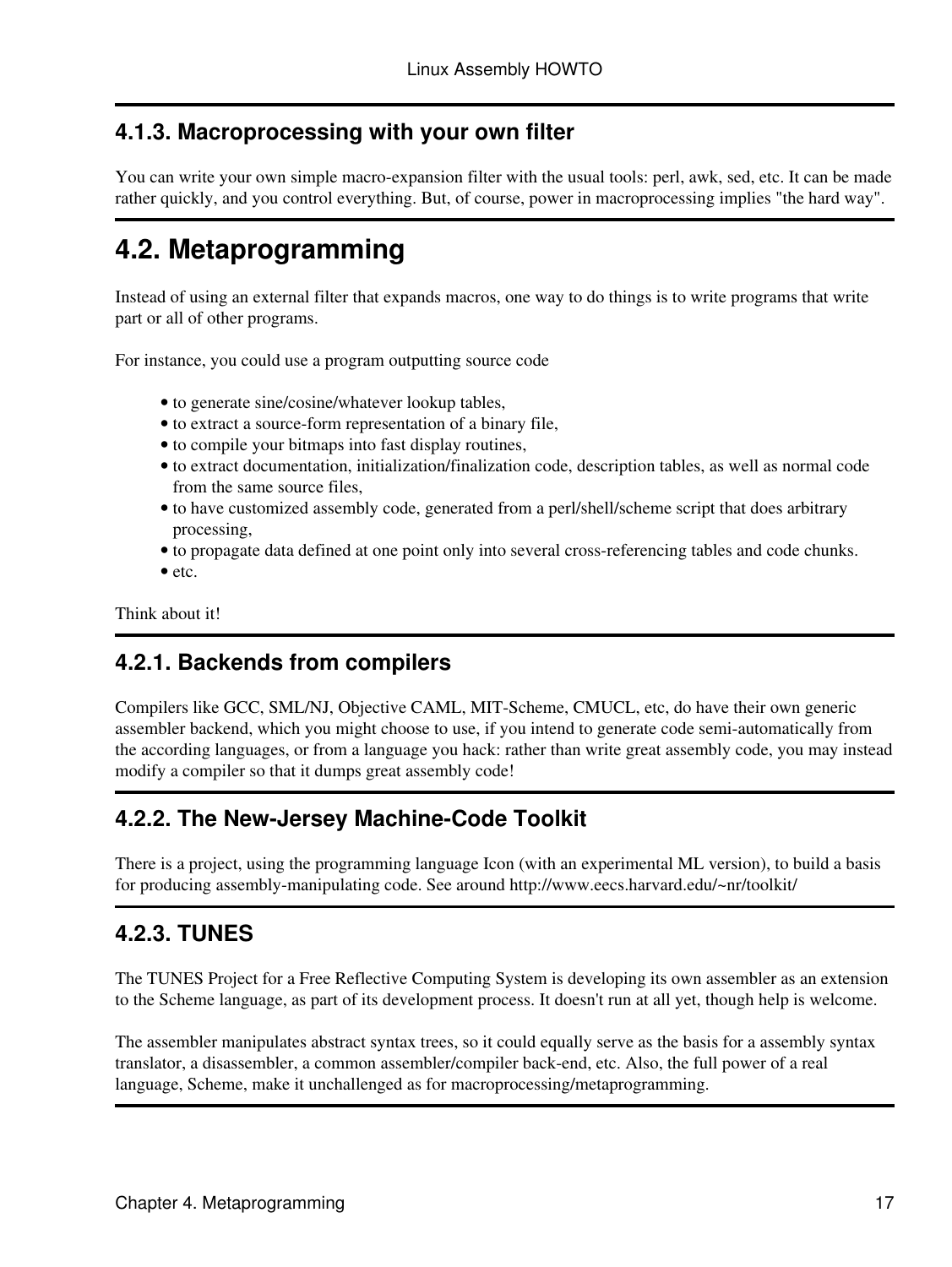### 4.1.3. Macroprocessing with your own filter

You can write your own simple macro-expansion filter with the usual tools: perl, awk, sed, etc. It can be made rather quickly, and you control everything. But, of course, power in macroprocessing implies "the hard way".

## 4.2. Metaprogramming

Instead of using an external filter that expands macros, one way to do things is to write programs that write part or all of other programs.

For instance, you could use a program outputting source code

- to generate sine/cosine/whatever lookup tables,
- to extract a source-form representation of a binary file,
- to compile your bitmaps into fast display routines,
- to extract documentation, initialization/finalization code, description tables, as well as normal code from the same source files,
- to have customized assembly code, generated from a perl/shell/scheme script that does arbitrary processing,
- to propagate data defined at one point only into several cross-referencing tables and code chunks.
- etc.

Think about it!

### 4.2.1. Backends from compilers

Compilers like GCC, SML/NJ, Objective CAML, MIT-Scheme, CMUCL, etc, do have their own generic assembler backend, which you might choose to use, if you intend to generate code semi-automatically from the according languages, or from a language you hack: rather than write great assembly code, you may instead modify a compiler so that it dumps great assembly code!

### 4.2.2. The New-Jersey Machine-Code Toolkit

There is a project, using the programming language Icon (with an experimental ML version), to build a basis for producing assembly-manipulating code. See around http://www.eecs.harvard.edu/~nr/toolkit/

### 4.2.3. TUNES

The TUNES Project for a Free Reflective Computing System is developing its own assembler as an extension to the Scheme language, as part of its development process. It doesn't run at all yet, though help is welcome.

The assembler manipulates abstract syntax trees, so it could equally serve as the basis for a assembly syntax translator, a disassembler, a common assembler/compiler back-end, etc. Also, the full power of a real language, Scheme, make it unchallenged as for macroprocessing/metaprogramming.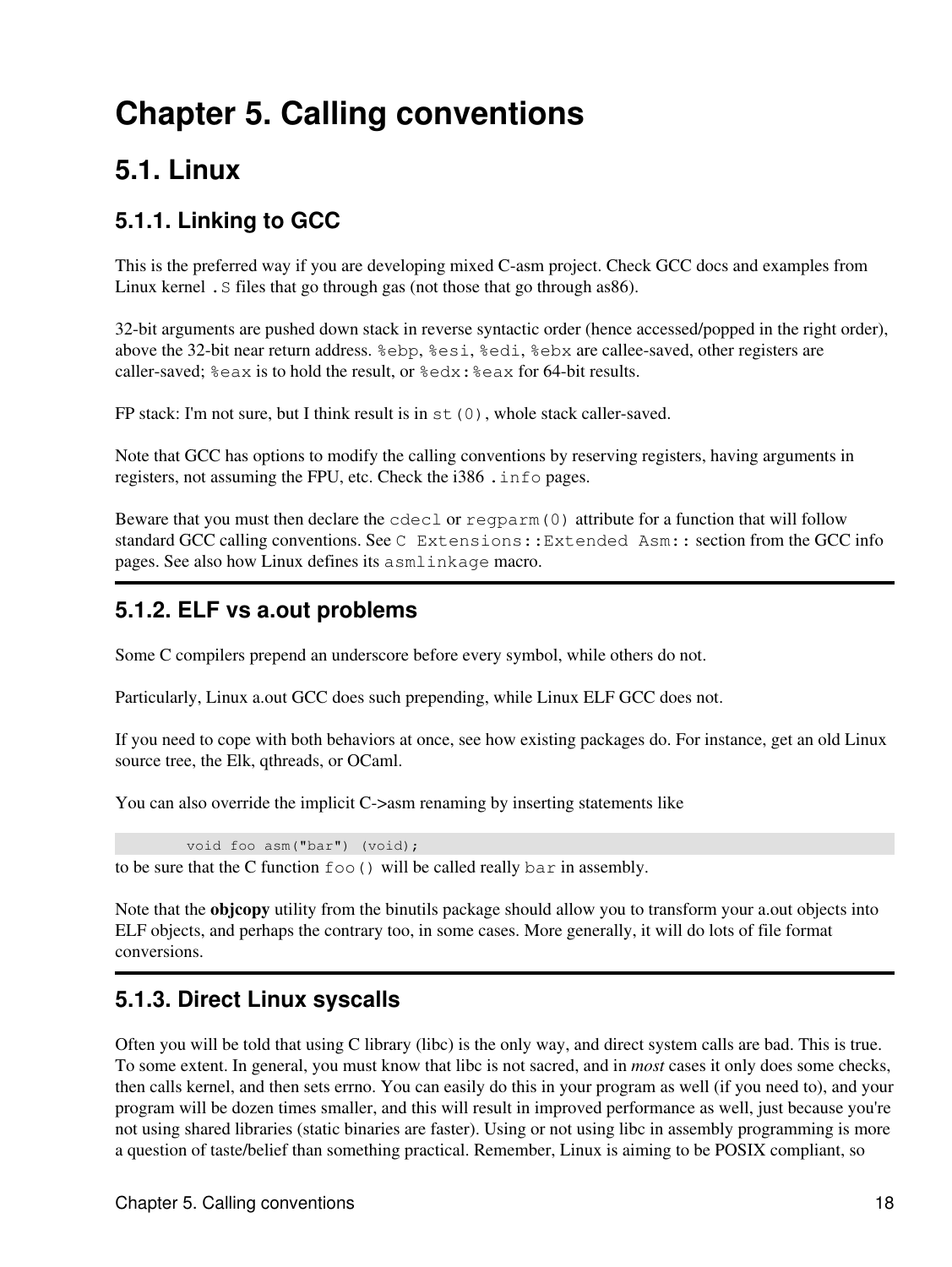# Chapter 5. Calling conventions

## 5.1. Linux

### 5.1.1. Linking to GCC

This is the preferred way if you are developing mixed C-asm project. Check GCC docs and examples from Linux kernel `.S` files that go through gas (not those that go through as86).

32-bit arguments are pushed down stack in reverse syntactic order (hence accessed/popped in the right order), above the 32-bit near return address. `%ebp`, `%esi`, `%edi`, `%ebx` are callee-saved, other registers are caller-saved; `%eax` is to hold the result, or `%edx:%eax` for 64-bit results.

FP stack: I'm not sure, but I think result is in `st(0)`, whole stack caller-saved.

Note that GCC has options to modify the calling conventions by reserving registers, having arguments in registers, not assuming the FPU, etc. Check the i386 `.info` pages.

Beware that you must then declare the `cdecl` or `regparm(0)` attribute for a function that will follow standard GCC calling conventions. See `C Extensions::Extended Asm::` section from the GCC info pages. See also how Linux defines its `asmlinkage` macro.

### 5.1.2. ELF vs a.out problems

Some C compilers prepend an underscore before every symbol, while others do not.

Particularly, Linux a.out GCC does such prepending, while Linux ELF GCC does not.

If you need to cope with both behaviors at once, see how existing packages do. For instance, get an old Linux source tree, the Elk, qthreads, or OCaml.

You can also override the implicit C->asm renaming by inserting statements like

```
        void foo asm("bar") (void);
```

to be sure that the C function `foo()` will be called really `bar` in assembly.

Note that the **objcopy** utility from the binutils package should allow you to transform your a.out objects into ELF objects, and perhaps the contrary too, in some cases. More generally, it will do lots of file format conversions.

### 5.1.3. Direct Linux syscalls

Often you will be told that using C library (libc) is the only way, and direct system calls are bad. This is true. To some extent. In general, you must know that libc is not sacred, and in *most* cases it only does some checks, then calls kernel, and then sets errno. You can easily do this in your program as well (if you need to), and your program will be dozen times smaller, and this will result in improved performance as well, just because you're not using shared libraries (static binaries are faster). Using or not using libc in assembly programming is more a question of taste/belief than something practical. Remember, Linux is aiming to be POSIX compliant, so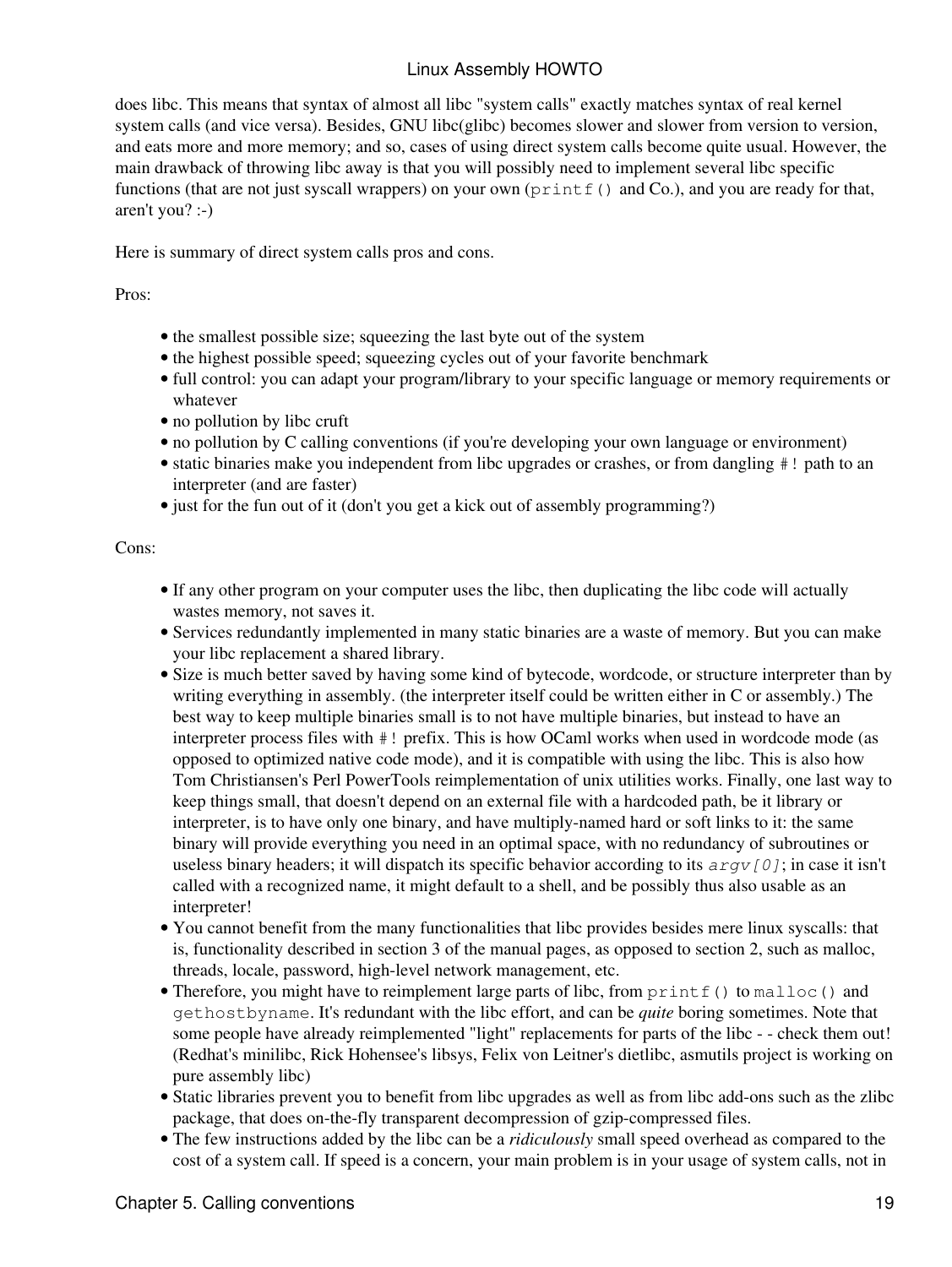does libc. This means that syntax of almost all libc "system calls" exactly matches syntax of real kernel system calls (and vice versa). Besides, GNU libc(glibc) becomes slower and slower from version to version, and eats more and more memory; and so, cases of using direct system calls become quite usual. However, the main drawback of throwing libc away is that you will possibly need to implement several libc specific functions (that are not just syscall wrappers) on your own (`printf()` and Co.), and you are ready for that, aren't you? :-)

Here is summary of direct system calls pros and cons.

Pros:

- the smallest possible size; squeezing the last byte out of the system
- the highest possible speed; squeezing cycles out of your favorite benchmark
- full control: you can adapt your program/library to your specific language or memory requirements or whatever
- no pollution by libc cruft
- no pollution by C calling conventions (if you're developing your own language or environment)
- static binaries make you independent from libc upgrades or crashes, or from dangling `#!` path to an interpreter (and are faster)
- just for the fun out of it (don't you get a kick out of assembly programming?)

Cons:

- If any other program on your computer uses the libc, then duplicating the libc code will actually wastes memory, not saves it.
- Services redundantly implemented in many static binaries are a waste of memory. But you can make your libc replacement a shared library.
- Size is much better saved by having some kind of bytecode, wordcode, or structure interpreter than by writing everything in assembly. (the interpreter itself could be written either in C or assembly.) The best way to keep multiple binaries small is to not have multiple binaries, but instead to have an interpreter process files with `#!` prefix. This is how OCaml works when used in wordcode mode (as opposed to optimized native code mode), and it is compatible with using the libc. This is also how Tom Christiansen's Perl PowerTools reimplementation of unix utilities works. Finally, one last way to keep things small, that doesn't depend on an external file with a hardcoded path, be it library or interpreter, is to have only one binary, and have multiply-named hard or soft links to it: the same binary will provide everything you need in an optimal space, with no redundancy of subroutines or useless binary headers; it will dispatch its specific behavior according to its *`argv[0]`*; in case it isn't called with a recognized name, it might default to a shell, and be possibly thus also usable as an interpreter!
- You cannot benefit from the many functionalities that libc provides besides mere linux syscalls: that is, functionality described in section 3 of the manual pages, as opposed to section 2, such as malloc, threads, locale, password, high-level network management, etc.
- Therefore, you might have to reimplement large parts of libc, from `printf()` to `malloc()` and `gethostbyname`. It's redundant with the libc effort, and can be *quite* boring sometimes. Note that some people have already reimplemented "light" replacements for parts of the libc - - check them out! (Redhat's minilibc, Rick Hohensee's libsys, Felix von Leitner's dietlibc, asmutils project is working on pure assembly libc)
- Static libraries prevent you to benefit from libc upgrades as well as from libc add-ons such as the zlibc package, that does on-the-fly transparent decompression of gzip-compressed files.
- The few instructions added by the libc can be a *ridiculously* small speed overhead as compared to the cost of a system call. If speed is a concern, your main problem is in your usage of system calls, not in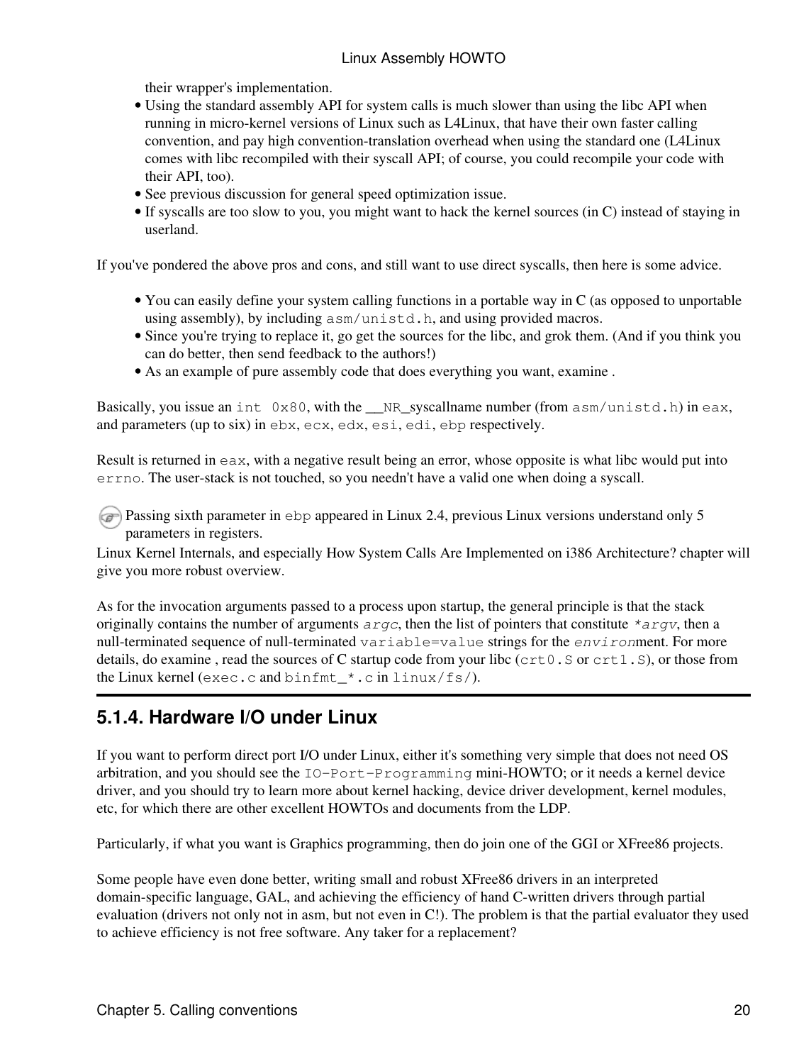their wrapper's implementation.
- Using the standard assembly API for system calls is much slower than using the libc API when running in micro-kernel versions of Linux such as L4Linux, that have their own faster calling convention, and pay high convention-translation overhead when using the standard one (L4Linux comes with libc recompiled with their syscall API; of course, you could recompile your code with their API, too).
- See previous discussion for general speed optimization issue.
- If syscalls are too slow to you, you might want to hack the kernel sources (in C) instead of staying in userland.

If you've pondered the above pros and cons, and still want to use direct syscalls, then here is some advice.

- You can easily define your system calling functions in a portable way in C (as opposed to unportable using assembly), by including `asm/unistd.h`, and using provided macros.
- Since you're trying to replace it, go get the sources for the libc, and grok them. (And if you think you can do better, then send feedback to the authors!)
- As an example of pure assembly code that does everything you want, examine .

Basically, you issue an `int 0x80`, with the `__NR_`syscallname number (from `asm/unistd.h`) in `eax`, and parameters (up to six) in `ebx`, `ecx`, `edx`, `esi`, `edi`, `ebp` respectively.

Result is returned in `eax`, with a negative result being an error, whose opposite is what libc would put into `errno`. The user-stack is not touched, so you needn't have a valid one when doing a syscall.

Passing sixth parameter in `ebp` appeared in Linux 2.4, previous Linux versions understand only 5 parameters in registers.

Linux Kernel Internals, and especially How System Calls Are Implemented on i386 Architecture? chapter will give you more robust overview.

As for the invocation arguments passed to a process upon startup, the general principle is that the stack originally contains the number of arguments *argc*, then the list of pointers that constitute *\*argv*, then a null-terminated sequence of null-terminated `variable=value` strings for the *environ*ment. For more details, do examine , read the sources of C startup code from your libc (`crt0.S` or `crt1.S`), or those from the Linux kernel (`exec.c` and `binfmt_*.c` in `linux/fs/`).

### 5.1.4. Hardware I/O under Linux

If you want to perform direct port I/O under Linux, either it's something very simple that does not need OS arbitration, and you should see the `IO-Port-Programming` mini-HOWTO; or it needs a kernel device driver, and you should try to learn more about kernel hacking, device driver development, kernel modules, etc, for which there are other excellent HOWTOs and documents from the LDP.

Particularly, if what you want is Graphics programming, then do join one of the GGI or XFree86 projects.

Some people have even done better, writing small and robust XFree86 drivers in an interpreted domain-specific language, GAL, and achieving the efficiency of hand C-written drivers through partial evaluation (drivers not only not in asm, but not even in C!). The problem is that the partial evaluator they used to achieve efficiency is not free software. Any taker for a replacement?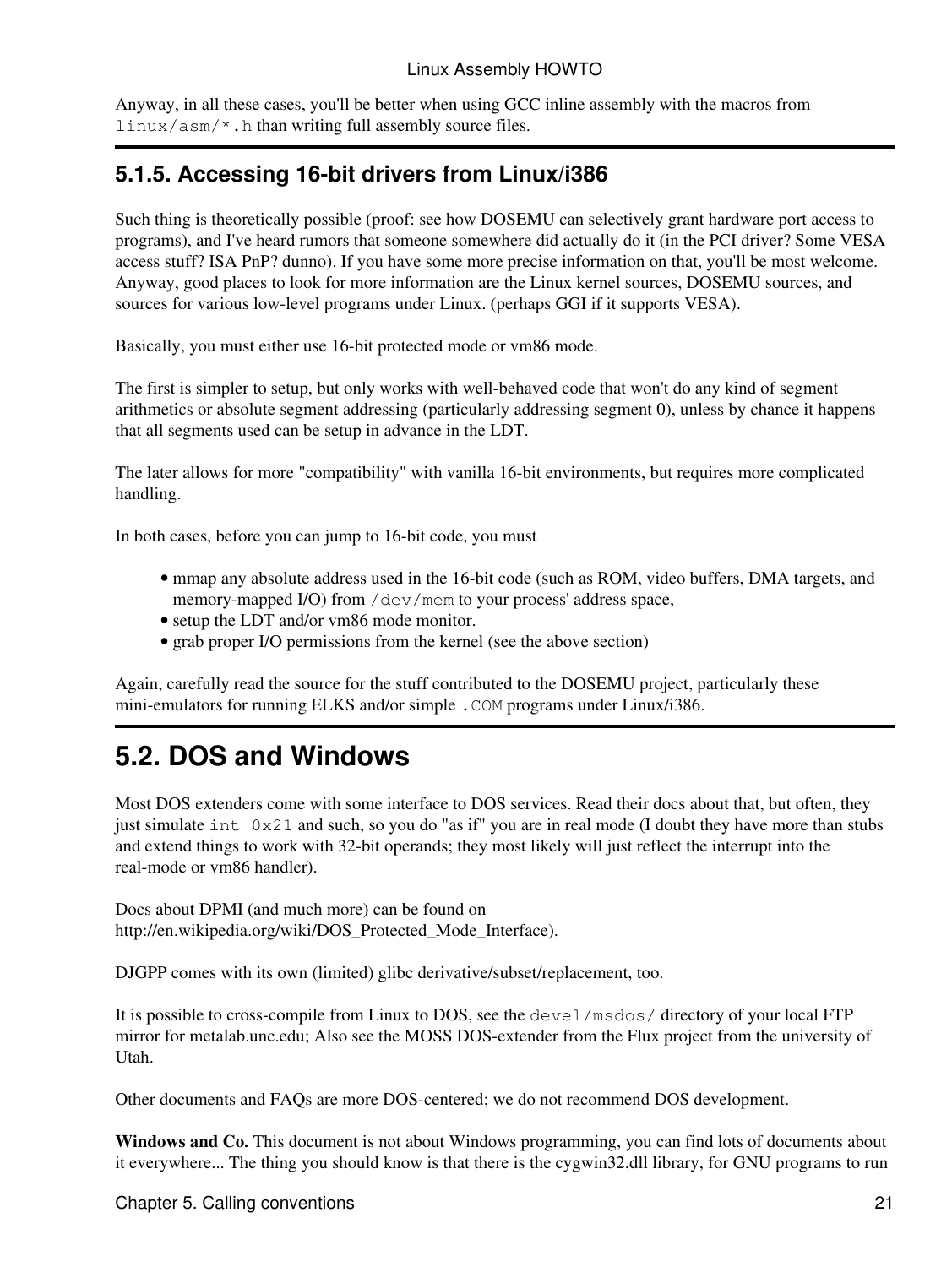Anyway, in all these cases, you'll be better when using GCC inline assembly with the macros from `linux/asm/*.h` than writing full assembly source files.

### 5.1.5. Accessing 16-bit drivers from Linux/i386

Such thing is theoretically possible (proof: see how DOSEMU can selectively grant hardware port access to programs), and I've heard rumors that someone somewhere did actually do it (in the PCI driver? Some VESA access stuff? ISA PnP? dunno). If you have some more precise information on that, you'll be most welcome. Anyway, good places to look for more information are the Linux kernel sources, DOSEMU sources, and sources for various low-level programs under Linux. (perhaps GGI if it supports VESA).

Basically, you must either use 16-bit protected mode or vm86 mode.

The first is simpler to setup, but only works with well-behaved code that won't do any kind of segment arithmetics or absolute segment addressing (particularly addressing segment 0), unless by chance it happens that all segments used can be setup in advance in the LDT.

The later allows for more "compatibility" with vanilla 16-bit environments, but requires more complicated handling.

In both cases, before you can jump to 16-bit code, you must

- mmap any absolute address used in the 16-bit code (such as ROM, video buffers, DMA targets, and memory-mapped I/O) from `/dev/mem` to your process' address space,
- setup the LDT and/or vm86 mode monitor.
- grab proper I/O permissions from the kernel (see the above section)

Again, carefully read the source for the stuff contributed to the DOSEMU project, particularly these mini-emulators for running ELKS and/or simple `.COM` programs under Linux/i386.

## 5.2. DOS and Windows

Most DOS extenders come with some interface to DOS services. Read their docs about that, but often, they just simulate `int 0x21` and such, so you do "as if" you are in real mode (I doubt they have more than stubs and extend things to work with 32-bit operands; they most likely will just reflect the interrupt into the real-mode or vm86 handler).

Docs about DPMI (and much more) can be found on http://en.wikipedia.org/wiki/DOS_Protected_Mode_Interface).

DJGPP comes with its own (limited) glibc derivative/subset/replacement, too.

It is possible to cross-compile from Linux to DOS, see the `devel/msdos/` directory of your local FTP mirror for metalab.unc.edu; Also see the MOSS DOS-extender from the Flux project from the university of Utah.

Other documents and FAQs are more DOS-centered; we do not recommend DOS development.

**Windows and Co.** This document is not about Windows programming, you can find lots of documents about it everywhere... The thing you should know is that there is the cygwin32.dll library, for GNU programs to run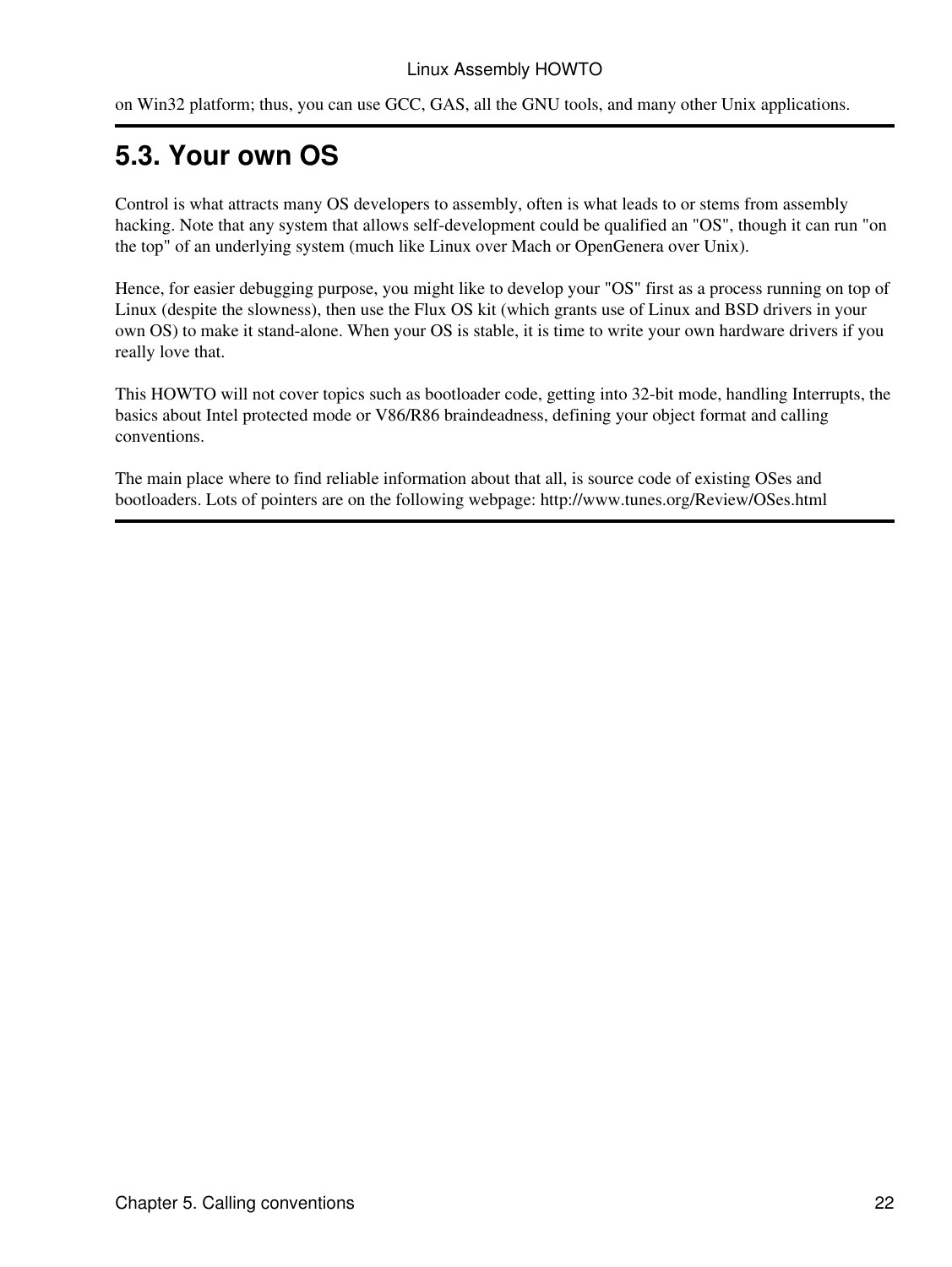on Win32 platform; thus, you can use GCC, GAS, all the GNU tools, and many other Unix applications.

## 5.3. Your own OS

Control is what attracts many OS developers to assembly, often is what leads to or stems from assembly hacking. Note that any system that allows self-development could be qualified an "OS", though it can run "on the top" of an underlying system (much like Linux over Mach or OpenGenera over Unix).

Hence, for easier debugging purpose, you might like to develop your "OS" first as a process running on top of Linux (despite the slowness), then use the Flux OS kit (which grants use of Linux and BSD drivers in your own OS) to make it stand-alone. When your OS is stable, it is time to write your own hardware drivers if you really love that.

This HOWTO will not cover topics such as bootloader code, getting into 32-bit mode, handling Interrupts, the basics about Intel protected mode or V86/R86 braindeadness, defining your object format and calling conventions.

The main place where to find reliable information about that all, is source code of existing OSes and bootloaders. Lots of pointers are on the following webpage: http://www.tunes.org/Review/OSes.html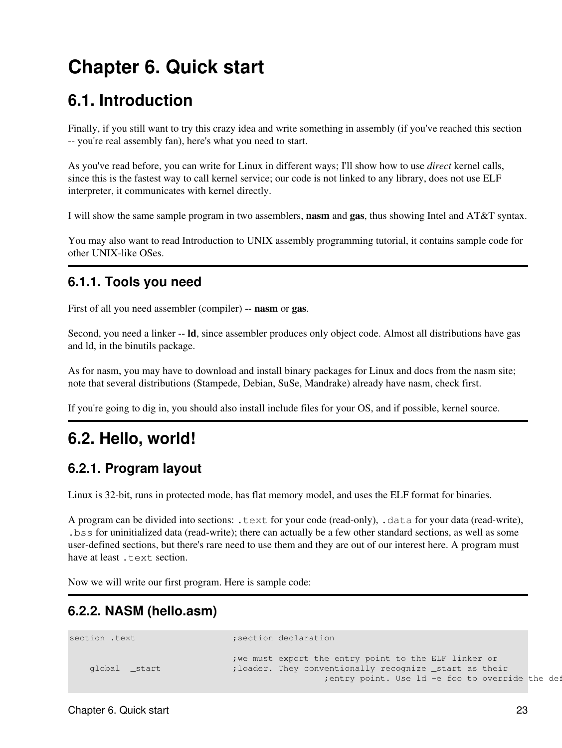# Chapter 6. Quick start

## 6.1. Introduction

Finally, if you still want to try this crazy idea and write something in assembly (if you've reached this section -- you're real assembly fan), here's what you need to start.

As you've read before, you can write for Linux in different ways; I'll show how to use *direct* kernel calls, since this is the fastest way to call kernel service; our code is not linked to any library, does not use ELF interpreter, it communicates with kernel directly.

I will show the same sample program in two assemblers, **nasm** and **gas**, thus showing Intel and AT&T syntax.

You may also want to read Introduction to UNIX assembly programming tutorial, it contains sample code for other UNIX-like OSes.

### 6.1.1. Tools you need

First of all you need assembler (compiler) -- **nasm** or **gas**.

Second, you need a linker -- **ld**, since assembler produces only object code. Almost all distributions have gas and ld, in the binutils package.

As for nasm, you may have to download and install binary packages for Linux and docs from the nasm site; note that several distributions (Stampede, Debian, SuSe, Mandrake) already have nasm, check first.

If you're going to dig in, you should also install include files for your OS, and if possible, kernel source.

## 6.2. Hello, world!

### 6.2.1. Program layout

Linux is 32-bit, runs in protected mode, has flat memory model, and uses the ELF format for binaries.

A program can be divided into sections: `.text` for your code (read-only), `.data` for your data (read-write), `.bss` for uninitialized data (read-write); there can actually be a few other standard sections, as well as some user-defined sections, but there's rare need to use them and they are out of our interest here. A program must have at least `.text` section.

Now we will write our first program. Here is sample code:

### 6.2.2. NASM (hello.asm)

```
section .text                   ;section declaration

                                ;we must export the entry point to the ELF linker or
    global  _start              ;loader. They conventionally recognize _start as their
                                        ;entry point. Use ld -e foo to override the def
```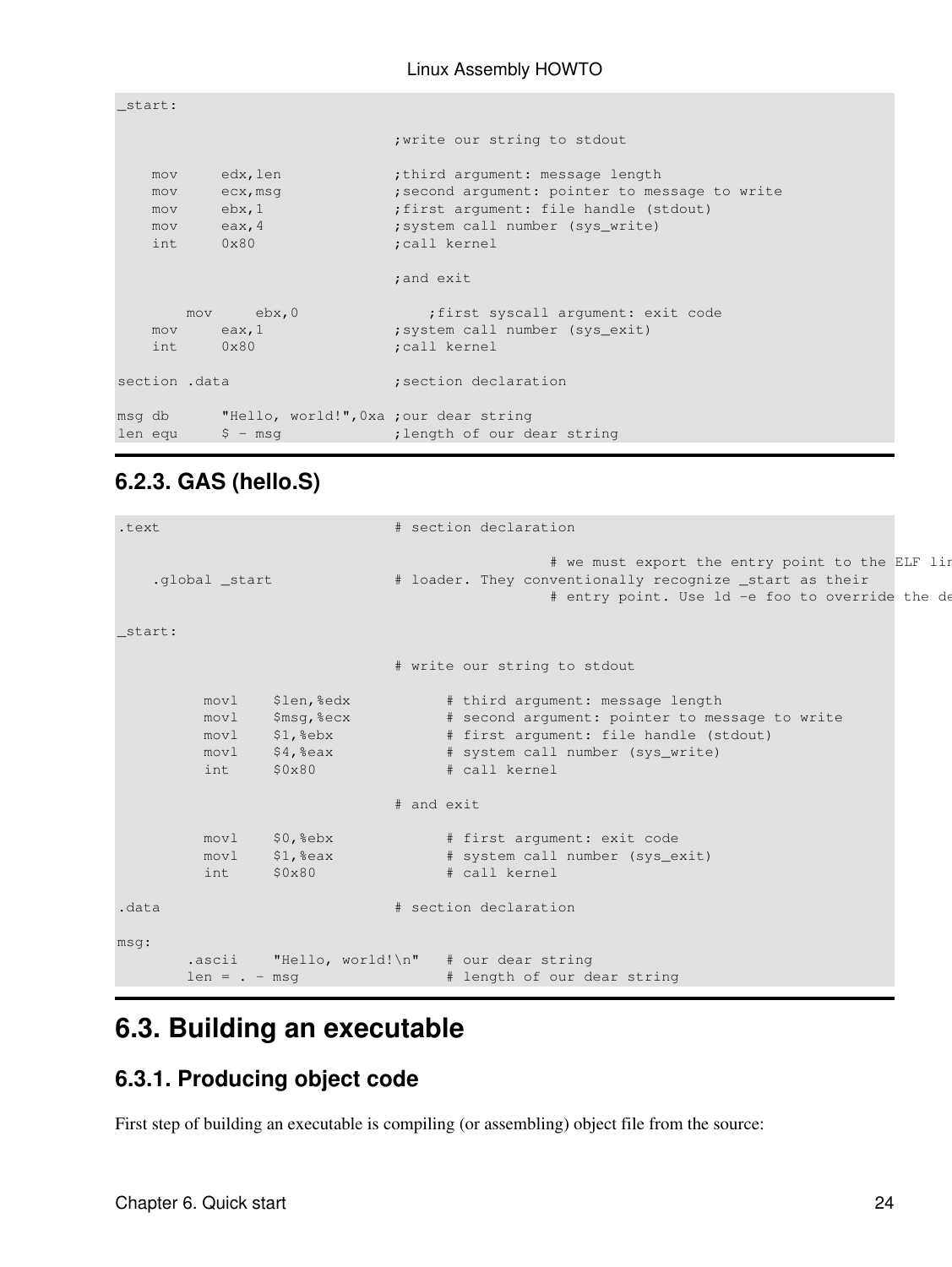```
_start:

                                ;write our string to stdout

    mov     edx,len             ;third argument: message length
    mov     ecx,msg             ;second argument: pointer to message to write
    mov     ebx,1               ;first argument: file handle (stdout)
    mov     eax,4               ;system call number (sys_write)
    int     0x80                ;call kernel

                                ;and exit

        mov     ebx,0               ;first syscall argument: exit code
    mov     eax,1               ;system call number (sys_exit)
    int     0x80                ;call kernel

section .data                   ;section declaration

msg db      "Hello, world!",0xa ;our dear string
len equ     $ - msg             ;length of our dear string
```

### 6.2.3. GAS (hello.S)

```
.text                           # section declaration

                                                  # we must export the entry point to the ELF lir
    .global _start              # loader. They conventionally recognize _start as their
                                                  # entry point. Use ld -e foo to override the de

_start:

                                # write our string to stdout

          movl    $len,%edx           # third argument: message length
          movl    $msg,%ecx           # second argument: pointer to message to write
          movl    $1,%ebx             # first argument: file handle (stdout)
          movl    $4,%eax             # system call number (sys_write)
          int     $0x80               # call kernel

                                # and exit

          movl    $0,%ebx             # first argument: exit code
          movl    $1,%eax             # system call number (sys_exit)
          int     $0x80               # call kernel

.data                           # section declaration

msg:
        .ascii    "Hello, world!\n"   # our dear string
        len = . - msg                 # length of our dear string
```

## 6.3. Building an executable

### 6.3.1. Producing object code

First step of building an executable is compiling (or assembling) object file from the source: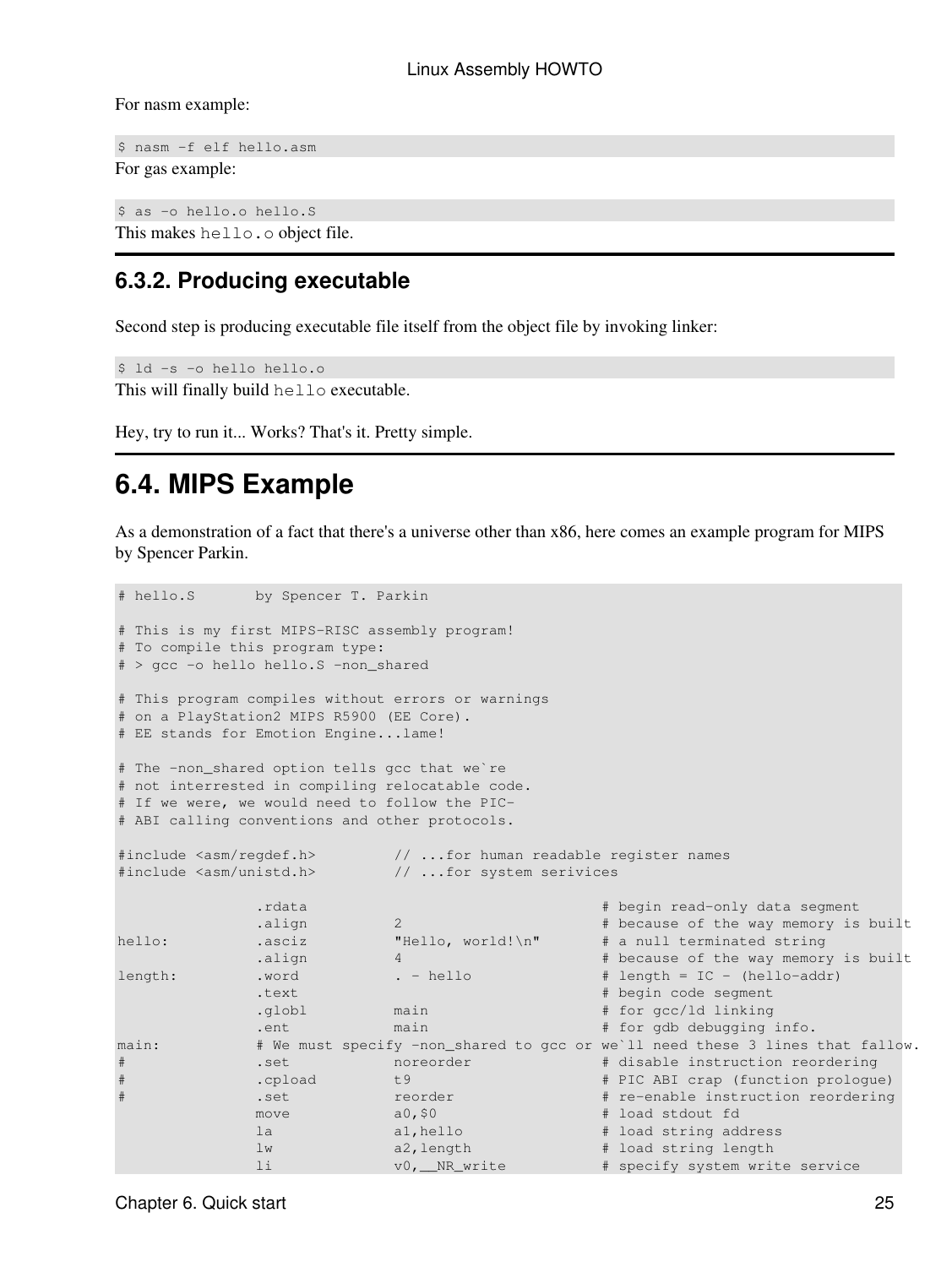For nasm example:

```
$ nasm -f elf hello.asm
```

For gas example:

```
$ as -o hello.o hello.S
```

This makes `hello.o` object file.

### 6.3.2. Producing executable

Second step is producing executable file itself from the object file by invoking linker:

```
$ ld -s -o hello hello.o
```

This will finally build `hello` executable.

Hey, try to run it... Works? That's it. Pretty simple.

## 6.4. MIPS Example

As a demonstration of a fact that there's a universe other than x86, here comes an example program for MIPS by Spencer Parkin.

```
# hello.S       by Spencer T. Parkin

# This is my first MIPS-RISC assembly program!
# To compile this program type:
# > gcc -o hello hello.S -non_shared

# This program compiles without errors or warnings
# on a PlayStation2 MIPS R5900 (EE Core).
# EE stands for Emotion Engine...lame!

# The -non_shared option tells gcc that we`re
# not interrested in compiling relocatable code.
# If we were, we would need to follow the PIC-
# ABI calling conventions and other protocols.

#include <asm/regdef.h>         // ...for human readable register names
#include <asm/unistd.h>         // ...for system serivices

                .rdata                                  # begin read-only data segment
                .align          2                       # because of the way memory is built
hello:          .asciz          "Hello, world!\n"       # a null terminated string
                .align          4                       # because of the way memory is built
length:         .word           . - hello               # length = IC - (hello-addr)
                .text                                   # begin code segment
                .globl          main                    # for gcc/ld linking
                .ent            main                    # for gdb debugging info.
main:           # We must specify -non_shared to gcc or we`ll need these 3 lines that fallow.
#               .set            noreorder               # disable instruction reordering
#               .cpload         t9                      # PIC ABI crap (function prologue)
#               .set            reorder                 # re-enable instruction reordering
                move            a0,$0                   # load stdout fd
                la              a1,hello                # load string address
                lw              a2,length               # load string length
                li              v0,__NR_write           # specify system write service
```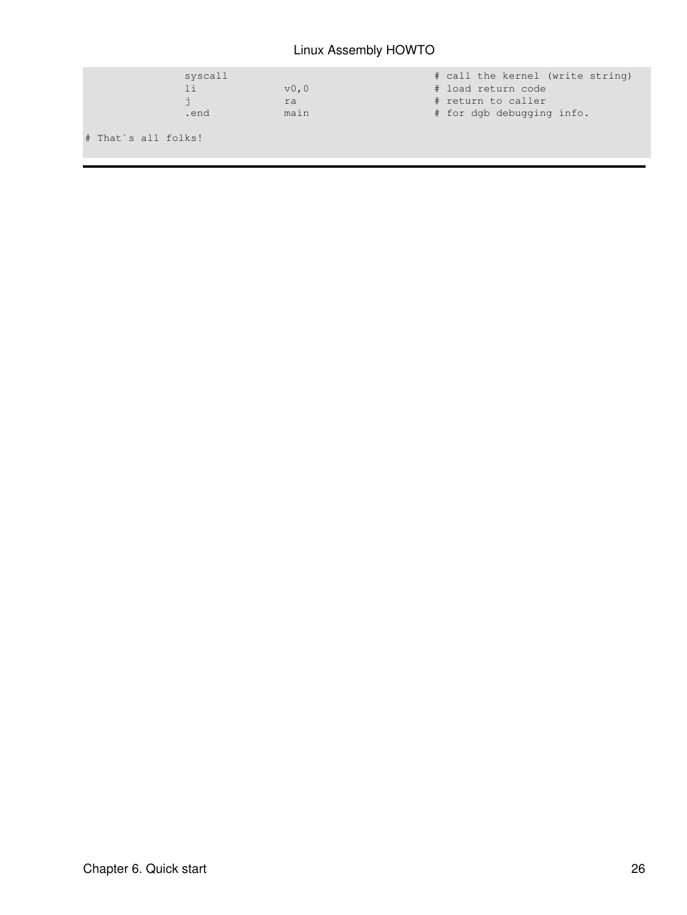```
                syscall                                 # call the kernel (write string)
                li              v0,0                    # load return code
                j               ra                      # return to caller
                .end            main                    # for dgb debugging info.

# That`s all folks!
```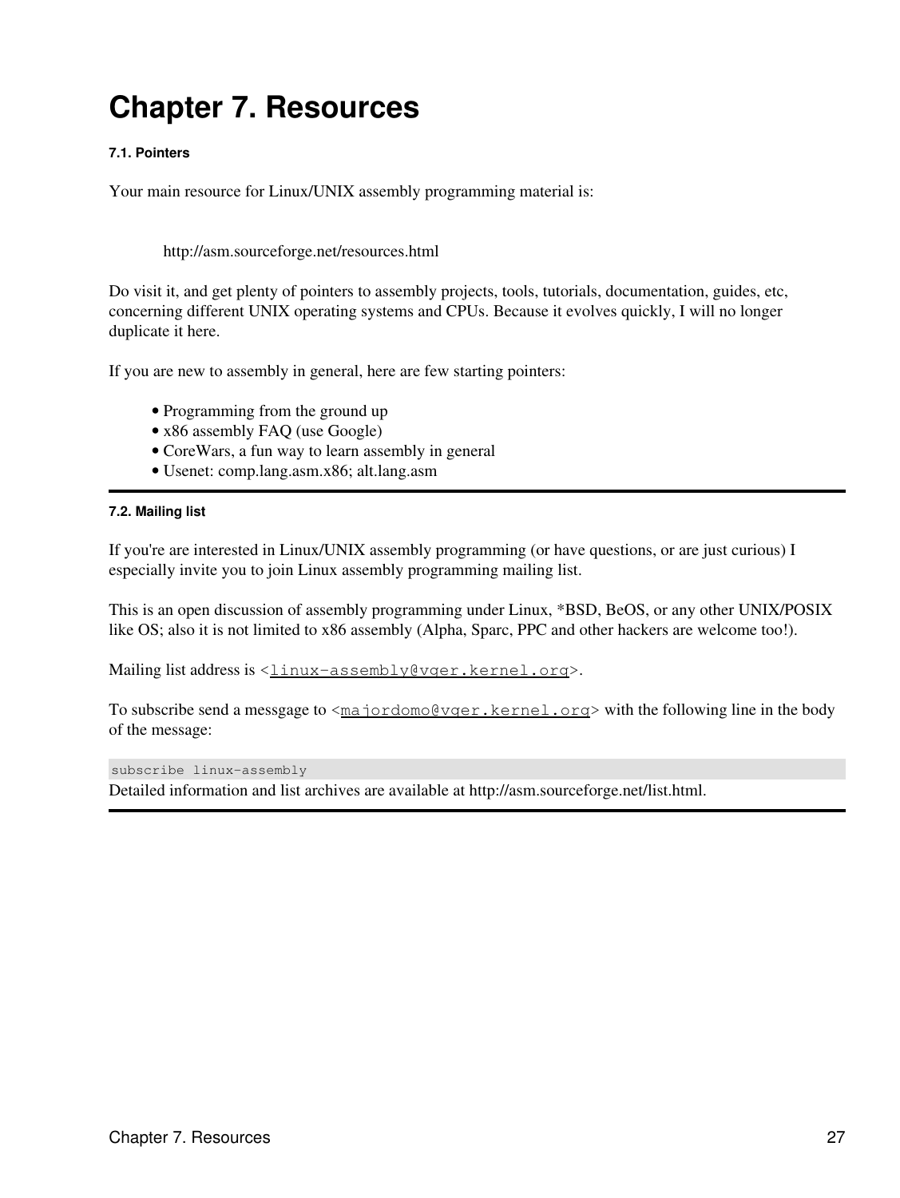# Chapter 7. Resources

### 7.1. Pointers

Your main resource for Linux/UNIX assembly programming material is:

> http://asm.sourceforge.net/resources.html

Do visit it, and get plenty of pointers to assembly projects, tools, tutorials, documentation, guides, etc, concerning different UNIX operating systems and CPUs. Because it evolves quickly, I will no longer duplicate it here.

If you are new to assembly in general, here are few starting pointers:

- Programming from the ground up
- x86 assembly FAQ (use Google)
- CoreWars, a fun way to learn assembly in general
- Usenet: comp.lang.asm.x86; alt.lang.asm

### 7.2. Mailing list

If you're are interested in Linux/UNIX assembly programming (or have questions, or are just curious) I especially invite you to join Linux assembly programming mailing list.

This is an open discussion of assembly programming under Linux, *BSD, BeOS, or any other UNIX/POSIX like OS; also it is not limited to x86 assembly (Alpha, Sparc, PPC and other hackers are welcome too!).

Mailing list address is <linux-assembly@vger.kernel.org>.

To subscribe send a messgage to <majordomo@vger.kernel.org> with the following line in the body of the message:

```
subscribe linux-assembly
```

Detailed information and list archives are available at http://asm.sourceforge.net/list.html.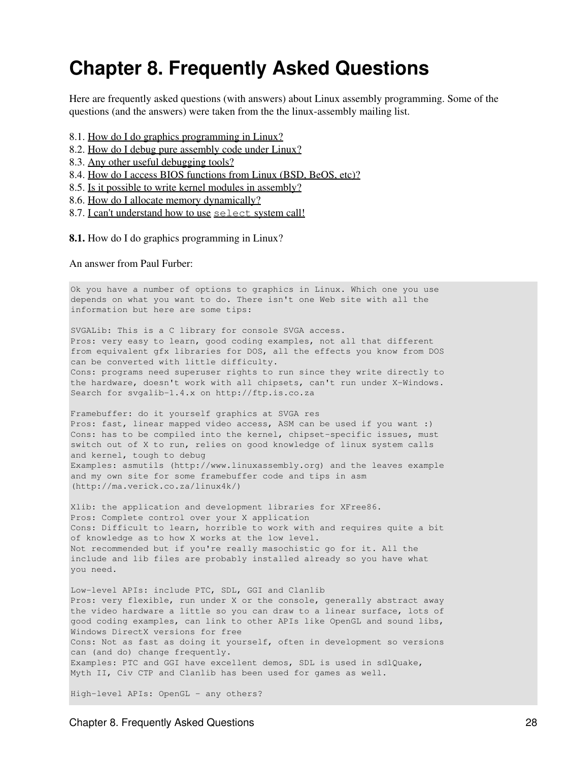# Chapter 8. Frequently Asked Questions

Here are frequently asked questions (with answers) about Linux assembly programming. Some of the questions (and the answers) were taken from the the linux-assembly mailing list.

8.1. How do I do graphics programming in Linux?
8.2. How do I debug pure assembly code under Linux?
8.3. Any other useful debugging tools?
8.4. How do I access BIOS functions from Linux (BSD, BeOS, etc)?
8.5. Is it possible to write kernel modules in assembly?
8.6. How do I allocate memory dynamically?
8.7. I can't understand how to use `select` system call!

**8.1.** How do I do graphics programming in Linux?

An answer from Paul Furber:

```
Ok you have a number of options to graphics in Linux. Which one you use
depends on what you want to do. There isn't one Web site with all the
information but here are some tips:

SVGALib: This is a C library for console SVGA access.
Pros: very easy to learn, good coding examples, not all that different
from equivalent gfx libraries for DOS, all the effects you know from DOS
can be converted with little difficulty.
Cons: programs need superuser rights to run since they write directly to
the hardware, doesn't work with all chipsets, can't run under X-Windows.
Search for svgalib-1.4.x on http://ftp.is.co.za

Framebuffer: do it yourself graphics at SVGA res
Pros: fast, linear mapped video access, ASM can be used if you want :)
Cons: has to be compiled into the kernel, chipset-specific issues, must
switch out of X to run, relies on good knowledge of linux system calls
and kernel, tough to debug
Examples: asmutils (http://www.linuxassembly.org) and the leaves example
and my own site for some framebuffer code and tips in asm
(http://ma.verick.co.za/linux4k/)

Xlib: the application and development libraries for XFree86.
Pros: Complete control over your X application
Cons: Difficult to learn, horrible to work with and requires quite a bit
of knowledge as to how X works at the low level.
Not recommended but if you're really masochistic go for it. All the
include and lib files are probably installed already so you have what
you need.

Low-level APIs: include PTC, SDL, GGI and Clanlib
Pros: very flexible, run under X or the console, generally abstract away
the video hardware a little so you can draw to a linear surface, lots of
good coding examples, can link to other APIs like OpenGL and sound libs,
Windows DirectX versions for free
Cons: Not as fast as doing it yourself, often in development so versions
can (and do) change frequently.
Examples: PTC and GGI have excellent demos, SDL is used in sdlQuake,
Myth II, Civ CTP and Clanlib has been used for games as well.

High-level APIs: OpenGL - any others?
```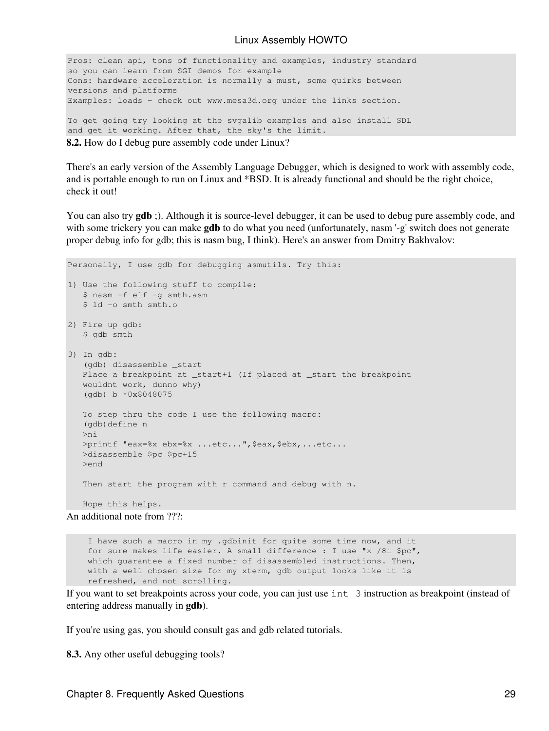```
Pros: clean api, tons of functionality and examples, industry standard
so you can learn from SGI demos for example
Cons: hardware acceleration is normally a must, some quirks between
versions and platforms
Examples: loads - check out www.mesa3d.org under the links section.

To get going try looking at the svgalib examples and also install SDL
and get it working. After that, the sky's the limit.
```

**8.2.** How do I debug pure assembly code under Linux?

There's an early version of the Assembly Language Debugger, which is designed to work with assembly code, and is portable enough to run on Linux and *BSD. It is already functional and should be the right choice, check it out!

You can also try **gdb** ;). Although it is source-level debugger, it can be used to debug pure assembly code, and with some trickery you can make **gdb** to do what you need (unfortunately, nasm '-g' switch does not generate proper debug info for gdb; this is nasm bug, I think). Here's an answer from Dmitry Bakhvalov:

```
Personally, I use gdb for debugging asmutils. Try this:

1) Use the following stuff to compile:
   $ nasm -f elf -g smth.asm
   $ ld -o smth smth.o

2) Fire up gdb:
   $ gdb smth

3) In gdb:
   (gdb) disassemble _start
   Place a breakpoint at _start+1 (If placed at _start the breakpoint
   wouldnt work, dunno why)
   (gdb) b *0x8048075

   To step thru the code I use the following macro:
   (gdb)define n
   >ni
   >printf "eax=%x ebx=%x ...etc...",$eax,$ebx,...etc...
   >disassemble $pc $pc+15
   >end

   Then start the program with r command and debug with n.

   Hope this helps.
```

An additional note from ???:

```
    I have such a macro in my .gdbinit for quite some time now, and it
    for sure makes life easier. A small difference : I use "x /8i $pc",
    which guarantee a fixed number of disassembled instructions. Then,
    with a well chosen size for my xterm, gdb output looks like it is
    refreshed, and not scrolling.
```

If you want to set breakpoints across your code, you can just use `int 3` instruction as breakpoint (instead of entering address manually in **gdb**).

If you're using gas, you should consult gas and gdb related tutorials.

**8.3.** Any other useful debugging tools?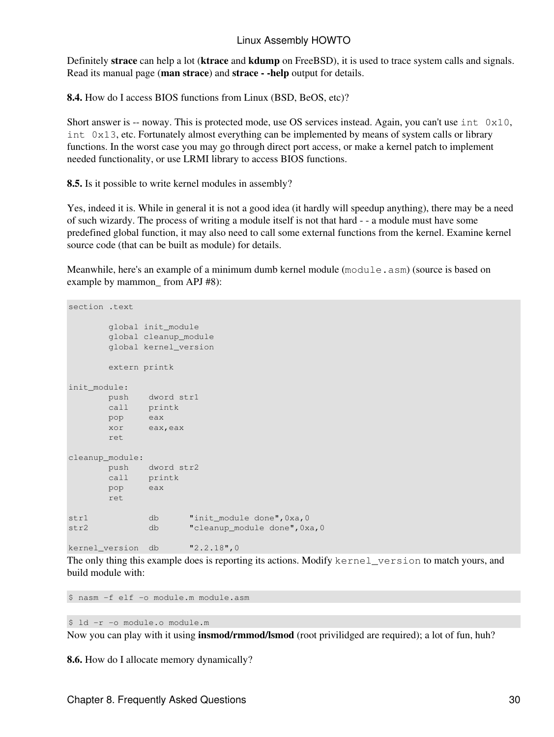Definitely **strace** can help a lot (**ktrace** and **kdump** on FreeBSD), it is used to trace system calls and signals. Read its manual page (**man strace**) and **strace - -help** output for details.

**8.4.** How do I access BIOS functions from Linux (BSD, BeOS, etc)?

Short answer is -- noway. This is protected mode, use OS services instead. Again, you can't use `int 0x10`, `int 0x13`, etc. Fortunately almost everything can be implemented by means of system calls or library functions. In the worst case you may go through direct port access, or make a kernel patch to implement needed functionality, or use LRMI library to access BIOS functions.

**8.5.** Is it possible to write kernel modules in assembly?

Yes, indeed it is. While in general it is not a good idea (it hardly will speedup anything), there may be a need of such wizardry. The process of writing a module itself is not that hard - - a module must have some predefined global function, it may also need to call some external functions from the kernel. Examine kernel source code (that can be built as module) for details.

Meanwhile, here's an example of a minimum dumb kernel module (`module.asm`) (source is based on example by mammon_ from APJ #8):

```
section .text

        global init_module
        global cleanup_module
        global kernel_version

        extern printk

init_module:
        push    dword str1
        call    printk
        pop     eax
        xor     eax,eax
        ret

cleanup_module:
        push    dword str2
        call    printk
        pop     eax
        ret

str1            db      "init_module done",0xa,0
str2            db      "cleanup_module done",0xa,0

kernel_version  db      "2.2.18",0
```

The only thing this example does is reporting its actions. Modify `kernel_version` to match yours, and build module with:

```
$ nasm -f elf -o module.m module.asm
```

```
$ ld -r -o module.o module.m
```

Now you can play with it using **insmod/rmmod/lsmod** (root privilidged are required); a lot of fun, huh?

**8.6.** How do I allocate memory dynamically?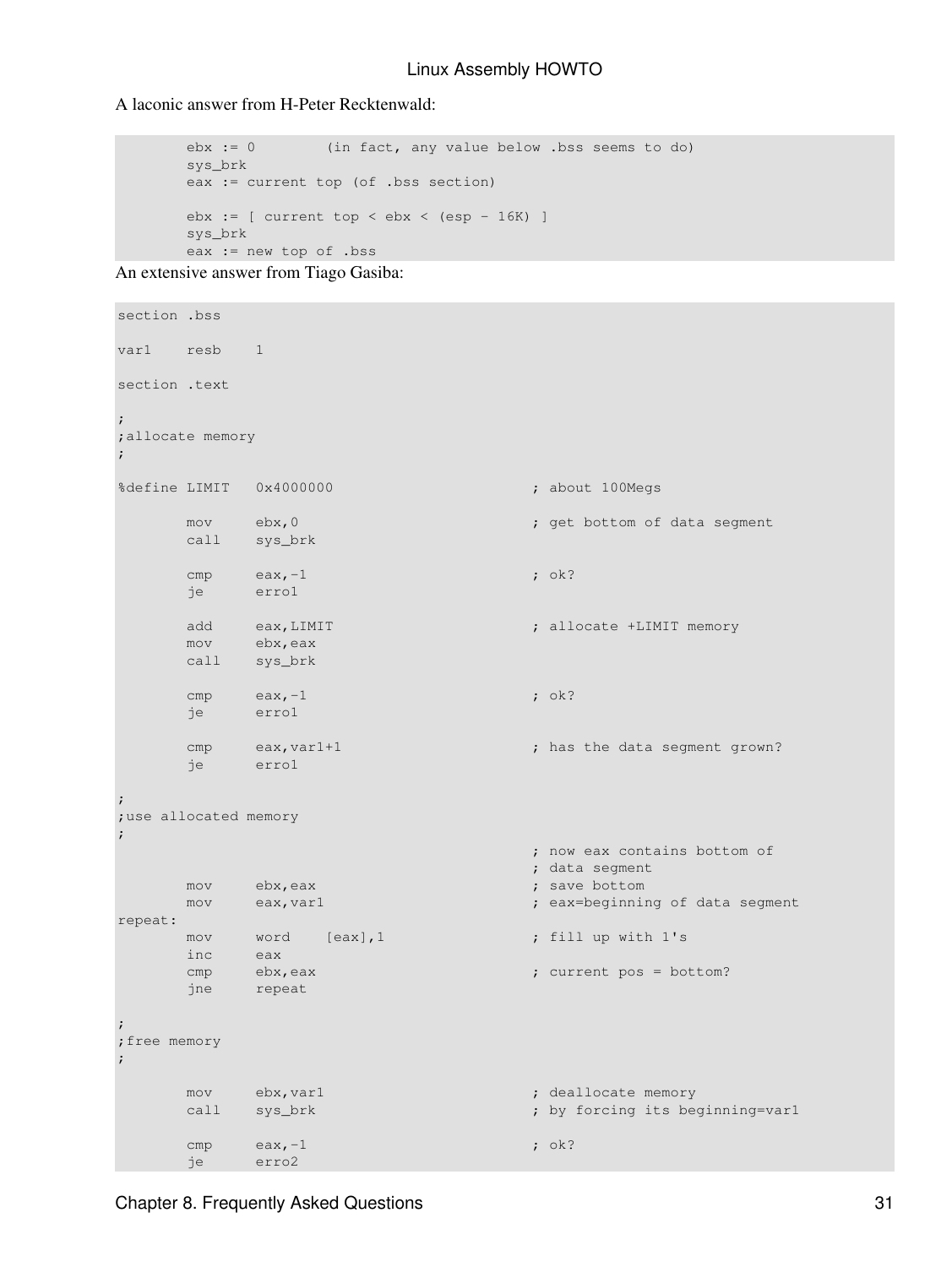A laconic answer from H-Peter Recktenwald:

```
        ebx := 0        (in fact, any value below .bss seems to do)
        sys_brk
        eax := current top (of .bss section)

        ebx := [ current top < ebx < (esp - 16K) ]
        sys_brk
        eax := new top of .bss
```

An extensive answer from Tiago Gasiba:

```
section .bss

var1    resb    1

section .text

;
;allocate memory
;

%define LIMIT   0x4000000                       ; about 100Megs

        mov     ebx,0                           ; get bottom of data segment
        call    sys_brk

        cmp     eax,-1                          ; ok?
        je      erro1

        add     eax,LIMIT                       ; allocate +LIMIT memory
        mov     ebx,eax
        call    sys_brk

        cmp     eax,-1                          ; ok?
        je      erro1

        cmp     eax,var1+1                      ; has the data segment grown?
        je      erro1

;
;use allocated memory
;
                                                ; now eax contains bottom of
                                                ; data segment
        mov     ebx,eax                         ; save bottom
        mov     eax,var1                        ; eax=beginning of data segment
repeat:
        mov     word    [eax],1                 ; fill up with 1's
        inc     eax
        cmp     ebx,eax                         ; current pos = bottom?
        jne     repeat

;
;free memory
;

        mov     ebx,var1                        ; deallocate memory
        call    sys_brk                         ; by forcing its beginning=var1

        cmp     eax,-1                          ; ok?
        je      erro2
```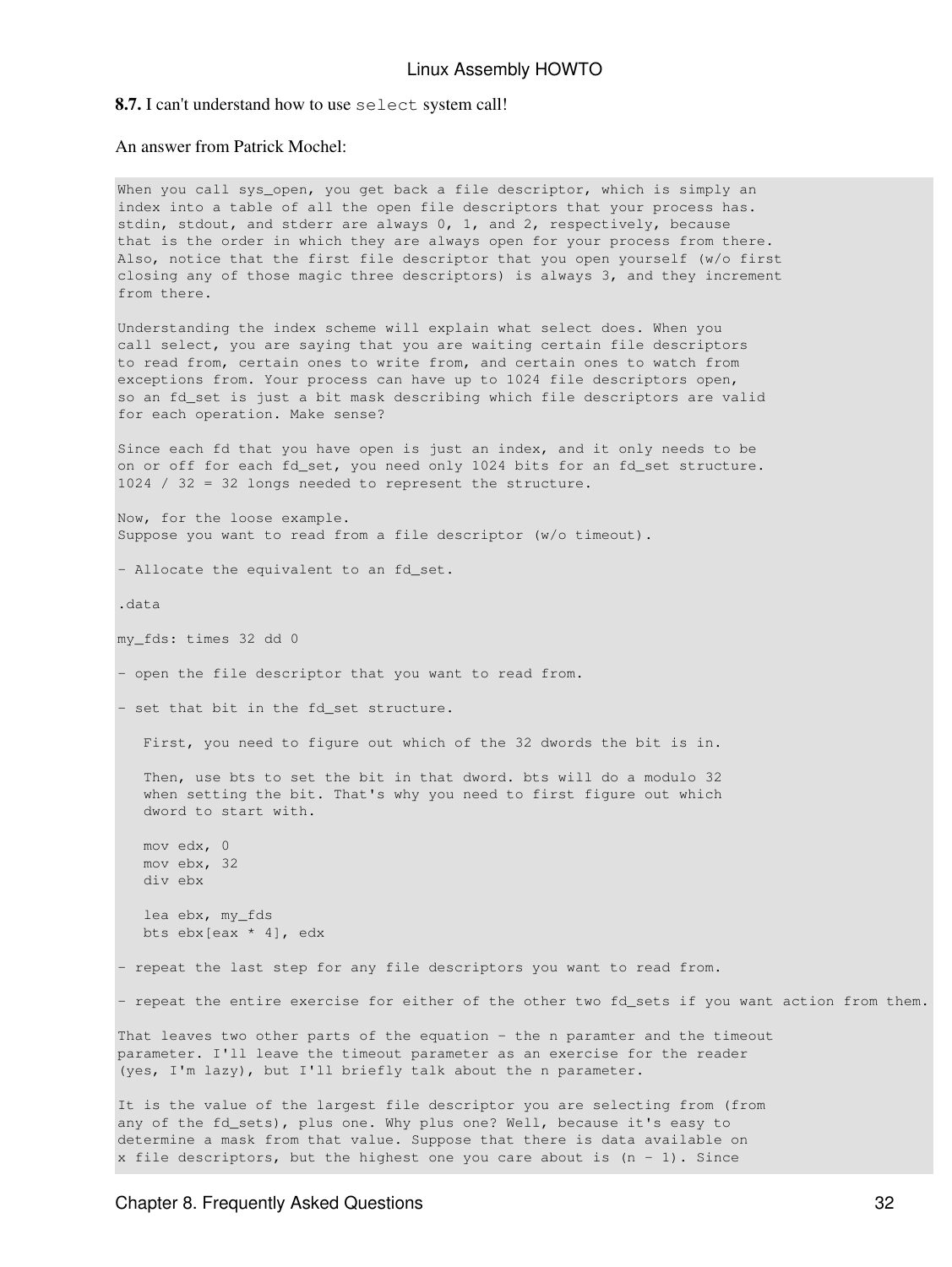**8.7.** I can't understand how to use `select` system call!

An answer from Patrick Mochel:

```
When you call sys_open, you get back a file descriptor, which is simply an
index into a table of all the open file descriptors that your process has.
stdin, stdout, and stderr are always 0, 1, and 2, respectively, because
that is the order in which they are always open for your process from there.
Also, notice that the first file descriptor that you open yourself (w/o first
closing any of those magic three descriptors) is always 3, and they increment
from there.

Understanding the index scheme will explain what select does. When you
call select, you are saying that you are waiting certain file descriptors
to read from, certain ones to write from, and certain ones to watch from
exceptions from. Your process can have up to 1024 file descriptors open,
so an fd_set is just a bit mask describing which file descriptors are valid
for each operation. Make sense?

Since each fd that you have open is just an index, and it only needs to be
on or off for each fd_set, you need only 1024 bits for an fd_set structure.
1024 / 32 = 32 longs needed to represent the structure.

Now, for the loose example.
Suppose you want to read from a file descriptor (w/o timeout).

- Allocate the equivalent to an fd_set.

.data

my_fds: times 32 dd 0

- open the file descriptor that you want to read from.

- set that bit in the fd_set structure.

   First, you need to figure out which of the 32 dwords the bit is in.

   Then, use bts to set the bit in that dword. bts will do a modulo 32
   when setting the bit. That's why you need to first figure out which
   dword to start with.

   mov edx, 0
   mov ebx, 32
   div ebx

   lea ebx, my_fds
   bts ebx[eax * 4], edx

- repeat the last step for any file descriptors you want to read from.

- repeat the entire exercise for either of the other two fd_sets if you want action from them.

That leaves two other parts of the equation - the n paramter and the timeout
parameter. I'll leave the timeout parameter as an exercise for the reader
(yes, I'm lazy), but I'll briefly talk about the n parameter.

It is the value of the largest file descriptor you are selecting from (from
any of the fd_sets), plus one. Why plus one? Well, because it's easy to
determine a mask from that value. Suppose that there is data available on
x file descriptors, but the highest one you care about is (n - 1). Since
```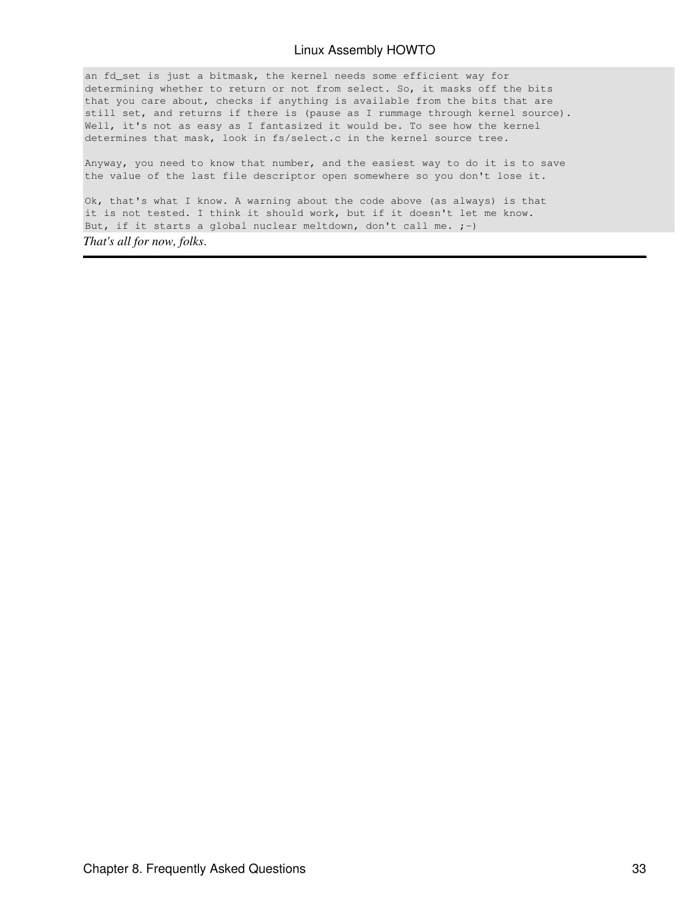```
an fd_set is just a bitmask, the kernel needs some efficient way for
determining whether to return or not from select. So, it masks off the bits
that you care about, checks if anything is available from the bits that are
still set, and returns if there is (pause as I rummage through kernel source).
Well, it's not as easy as I fantasized it would be. To see how the kernel
determines that mask, look in fs/select.c in the kernel source tree.

Anyway, you need to know that number, and the easiest way to do it is to save
the value of the last file descriptor open somewhere so you don't lose it.

Ok, that's what I know. A warning about the code above (as always) is that
it is not tested. I think it should work, but if it doesn't let me know.
But, if it starts a global nuclear meltdown, don't call me. ;-)
```

*That's all for now, folks.*

---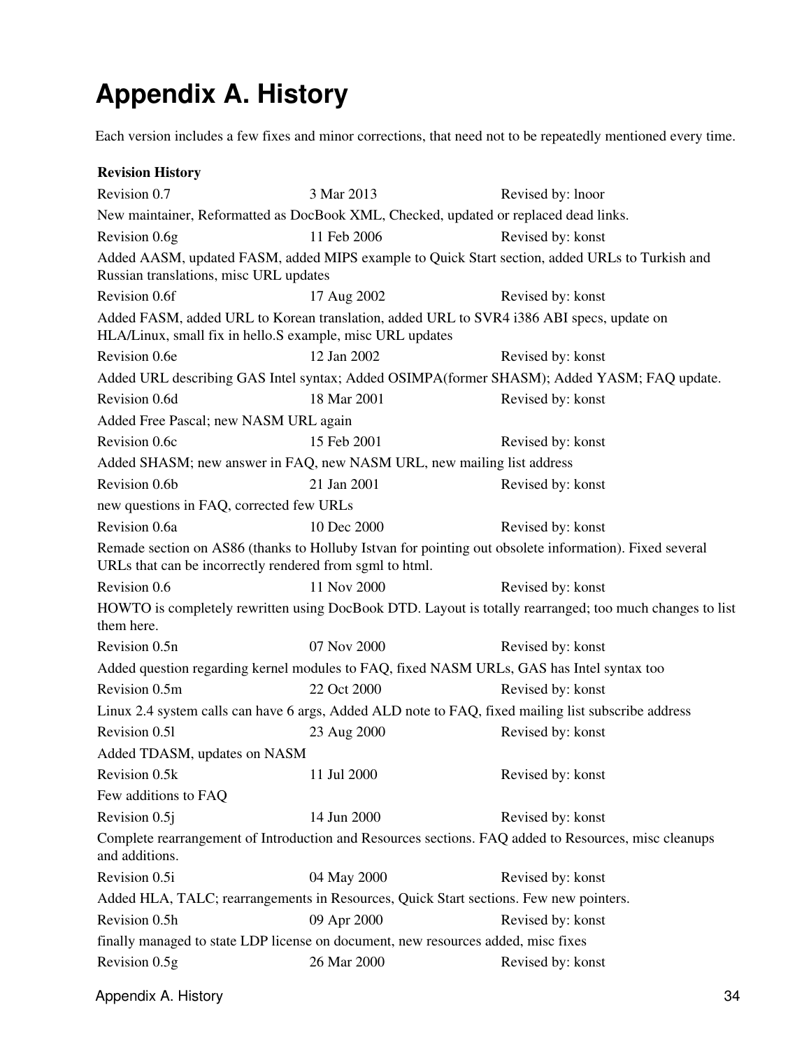# Appendix A. History

Each version includes a few fixes and minor corrections, that need not to be repeatedly mentioned every time.

**Revision History**

| | | |
|---|---|---|
| Revision 0.7 | 3 Mar 2013 | Revised by: lnoor |
| New maintainer, Reformatted as DocBook XML, Checked, updated or replaced dead links. | | |
| Revision 0.6g | 11 Feb 2006 | Revised by: konst |
| Added AASM, updated FASM, added MIPS example to Quick Start section, added URLs to Turkish and Russian translations, misc URL updates | | |
| Revision 0.6f | 17 Aug 2002 | Revised by: konst |
| Added FASM, added URL to Korean translation, added URL to SVR4 i386 ABI specs, update on HLA/Linux, small fix in hello.S example, misc URL updates | | |
| Revision 0.6e | 12 Jan 2002 | Revised by: konst |
| Added URL describing GAS Intel syntax; Added OSIMPA(former SHASM); Added YASM; FAQ update. | | |
| Revision 0.6d | 18 Mar 2001 | Revised by: konst |
| Added Free Pascal; new NASM URL again | | |
| Revision 0.6c | 15 Feb 2001 | Revised by: konst |
| Added SHASM; new answer in FAQ, new NASM URL, new mailing list address | | |
| Revision 0.6b | 21 Jan 2001 | Revised by: konst |
| new questions in FAQ, corrected few URLs | | |
| Revision 0.6a | 10 Dec 2000 | Revised by: konst |
| Remade section on AS86 (thanks to Holluby Istvan for pointing out obsolete information). Fixed several URLs that can be incorrectly rendered from sgml to html. | | |
| Revision 0.6 | 11 Nov 2000 | Revised by: konst |
| HOWTO is completely rewritten using DocBook DTD. Layout is totally rearranged; too much changes to list them here. | | |
| Revision 0.5n | 07 Nov 2000 | Revised by: konst |
| Added question regarding kernel modules to FAQ, fixed NASM URLs, GAS has Intel syntax too | | |
| Revision 0.5m | 22 Oct 2000 | Revised by: konst |
| Linux 2.4 system calls can have 6 args, Added ALD note to FAQ, fixed mailing list subscribe address | | |
| Revision 0.5l | 23 Aug 2000 | Revised by: konst |
| Added TDASM, updates on NASM | | |
| Revision 0.5k | 11 Jul 2000 | Revised by: konst |
| Few additions to FAQ | | |
| Revision 0.5j | 14 Jun 2000 | Revised by: konst |
| Complete rearrangement of Introduction and Resources sections. FAQ added to Resources, misc cleanups and additions. | | |
| Revision 0.5i | 04 May 2000 | Revised by: konst |
| Added HLA, TALC; rearrangements in Resources, Quick Start sections. Few new pointers. | | |
| Revision 0.5h | 09 Apr 2000 | Revised by: konst |
| finally managed to state LDP license on document, new resources added, misc fixes | | |
| Revision 0.5g | 26 Mar 2000 | Revised by: konst |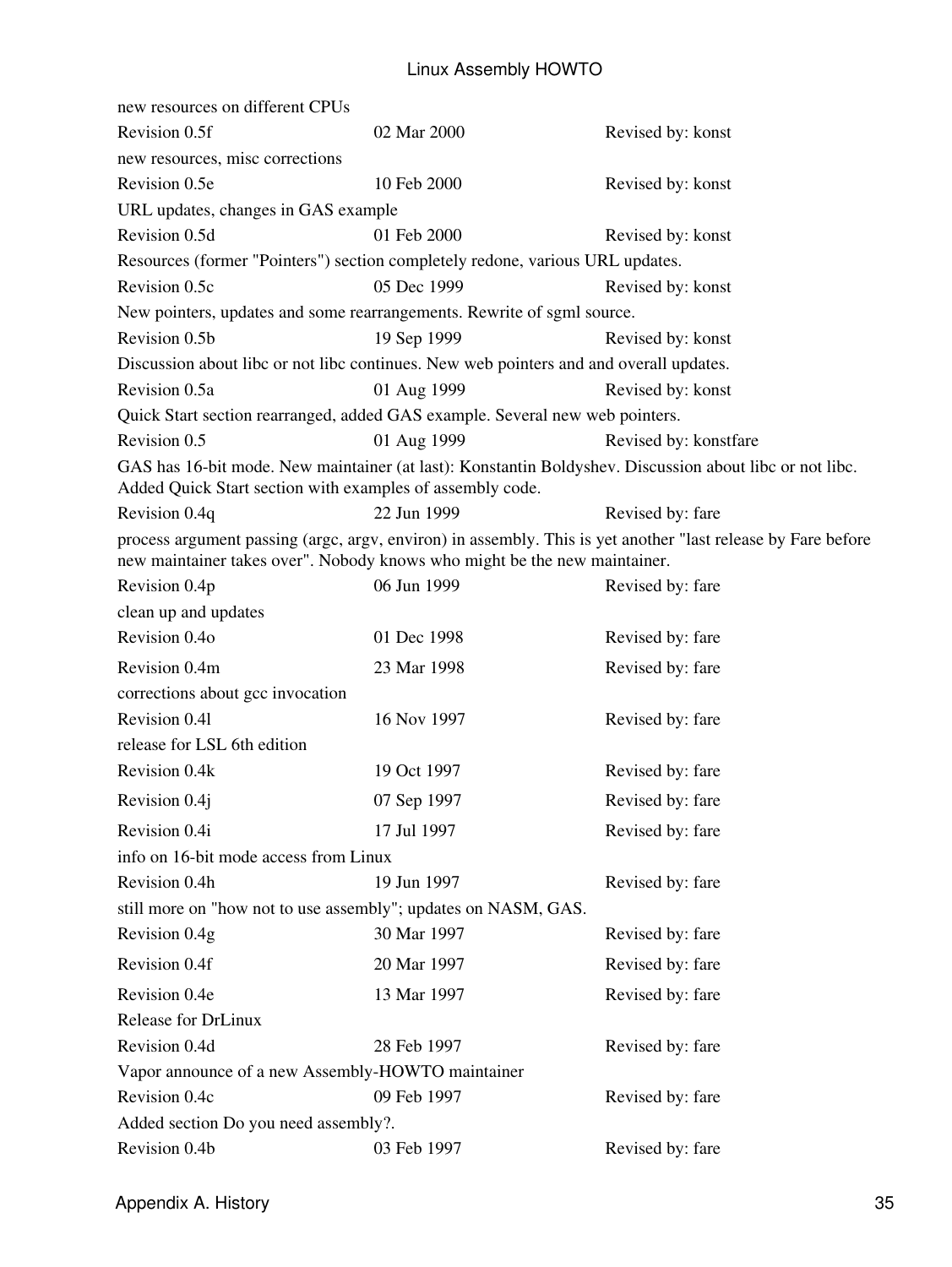new resources on different CPUs

| | | |
|---|---|---|
| Revision 0.5f | 02 Mar 2000 | Revised by: konst |

new resources, misc corrections

| | | |
|---|---|---|
| Revision 0.5e | 10 Feb 2000 | Revised by: konst |

URL updates, changes in GAS example

| | | |
|---|---|---|
| Revision 0.5d | 01 Feb 2000 | Revised by: konst |

Resources (former "Pointers") section completely redone, various URL updates.

| | | |
|---|---|---|
| Revision 0.5c | 05 Dec 1999 | Revised by: konst |

New pointers, updates and some rearrangements. Rewrite of sgml source.

| | | |
|---|---|---|
| Revision 0.5b | 19 Sep 1999 | Revised by: konst |

Discussion about libc or not libc continues. New web pointers and and overall updates.

| | | |
|---|---|---|
| Revision 0.5a | 01 Aug 1999 | Revised by: konst |

Quick Start section rearranged, added GAS example. Several new web pointers.

| | | |
|---|---|---|
| Revision 0.5 | 01 Aug 1999 | Revised by: konstfare |

GAS has 16-bit mode. New maintainer (at last): Konstantin Boldyshev. Discussion about libc or not libc. Added Quick Start section with examples of assembly code.

| | | |
|---|---|---|
| Revision 0.4q | 22 Jun 1999 | Revised by: fare |

process argument passing (argc, argv, environ) in assembly. This is yet another "last release by Fare before new maintainer takes over". Nobody knows who might be the new maintainer.

| | | |
|---|---|---|
| Revision 0.4p | 06 Jun 1999 | Revised by: fare |

clean up and updates

| | | |
|---|---|---|
| Revision 0.4o | 01 Dec 1998 | Revised by: fare |
| Revision 0.4m | 23 Mar 1998 | Revised by: fare |

corrections about gcc invocation

| | | |
|---|---|---|
| Revision 0.4l | 16 Nov 1997 | Revised by: fare |

release for LSL 6th edition

| | | |
|---|---|---|
| Revision 0.4k | 19 Oct 1997 | Revised by: fare |
| Revision 0.4j | 07 Sep 1997 | Revised by: fare |
| Revision 0.4i | 17 Jul 1997 | Revised by: fare |

info on 16-bit mode access from Linux

| | | |
|---|---|---|
| Revision 0.4h | 19 Jun 1997 | Revised by: fare |

still more on "how not to use assembly"; updates on NASM, GAS.

| | | |
|---|---|---|
| Revision 0.4g | 30 Mar 1997 | Revised by: fare |
| Revision 0.4f | 20 Mar 1997 | Revised by: fare |
| Revision 0.4e | 13 Mar 1997 | Revised by: fare |

Release for DrLinux

| | | |
|---|---|---|
| Revision 0.4d | 28 Feb 1997 | Revised by: fare |

Vapor announce of a new Assembly-HOWTO maintainer

| | | |
|---|---|---|
| Revision 0.4c | 09 Feb 1997 | Revised by: fare |

Added section Do you need assembly?.

| | | |
|---|---|---|
| Revision 0.4b | 03 Feb 1997 | Revised by: fare |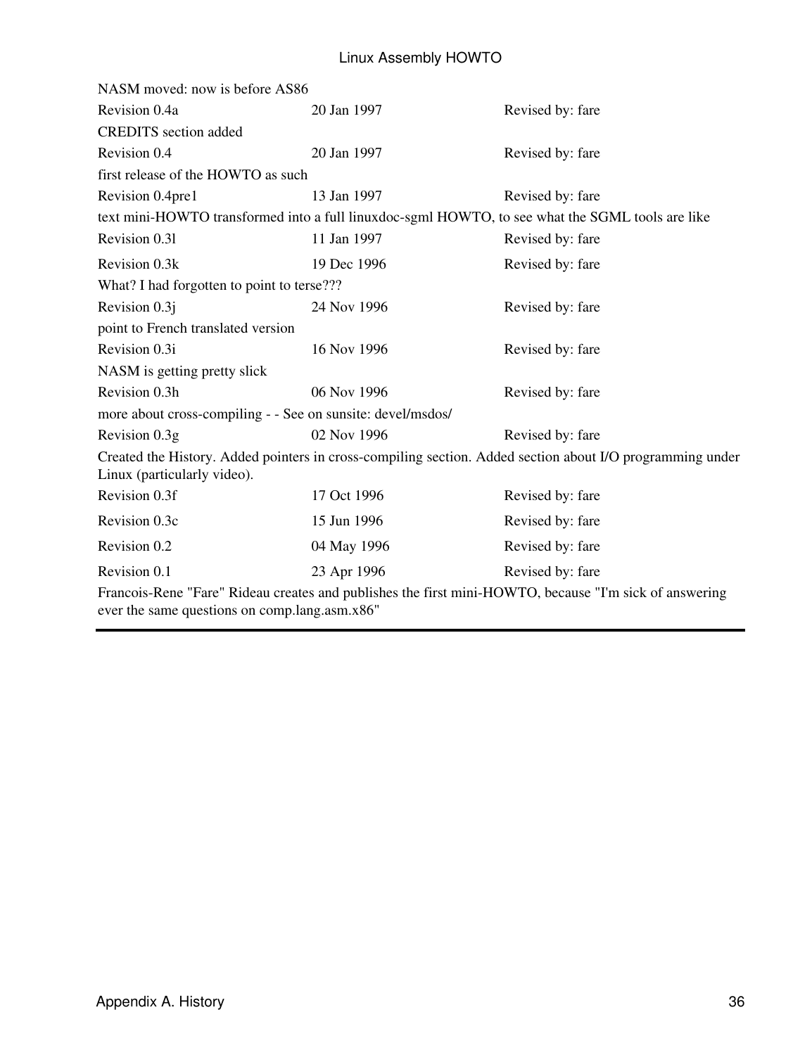NASM moved: now is before AS86

| | | |
|---|---|---|
| Revision 0.4a | 20 Jan 1997 | Revised by: fare |

CREDITS section added

| | | |
|---|---|---|
| Revision 0.4 | 20 Jan 1997 | Revised by: fare |

first release of the HOWTO as such

| | | |
|---|---|---|
| Revision 0.4pre1 | 13 Jan 1997 | Revised by: fare |

text mini-HOWTO transformed into a full linuxdoc-sgml HOWTO, to see what the SGML tools are like

| | | |
|---|---|---|
| Revision 0.3l | 11 Jan 1997 | Revised by: fare |
| Revision 0.3k | 19 Dec 1996 | Revised by: fare |

What? I had forgotten to point to terse???

| | | |
|---|---|---|
| Revision 0.3j | 24 Nov 1996 | Revised by: fare |

point to French translated version

| | | |
|---|---|---|
| Revision 0.3i | 16 Nov 1996 | Revised by: fare |

NASM is getting pretty slick

| | | |
|---|---|---|
| Revision 0.3h | 06 Nov 1996 | Revised by: fare |

more about cross-compiling - - See on sunsite: devel/msdos/

| | | |
|---|---|---|
| Revision 0.3g | 02 Nov 1996 | Revised by: fare |

Created the History. Added pointers in cross-compiling section. Added section about I/O programming under Linux (particularly video).

| | | |
|---|---|---|
| Revision 0.3f | 17 Oct 1996 | Revised by: fare |
| Revision 0.3c | 15 Jun 1996 | Revised by: fare |
| Revision 0.2 | 04 May 1996 | Revised by: fare |
| Revision 0.1 | 23 Apr 1996 | Revised by: fare |

Francois-Rene "Fare" Rideau creates and publishes the first mini-HOWTO, because "I'm sick of answering ever the same questions on comp.lang.asm.x86"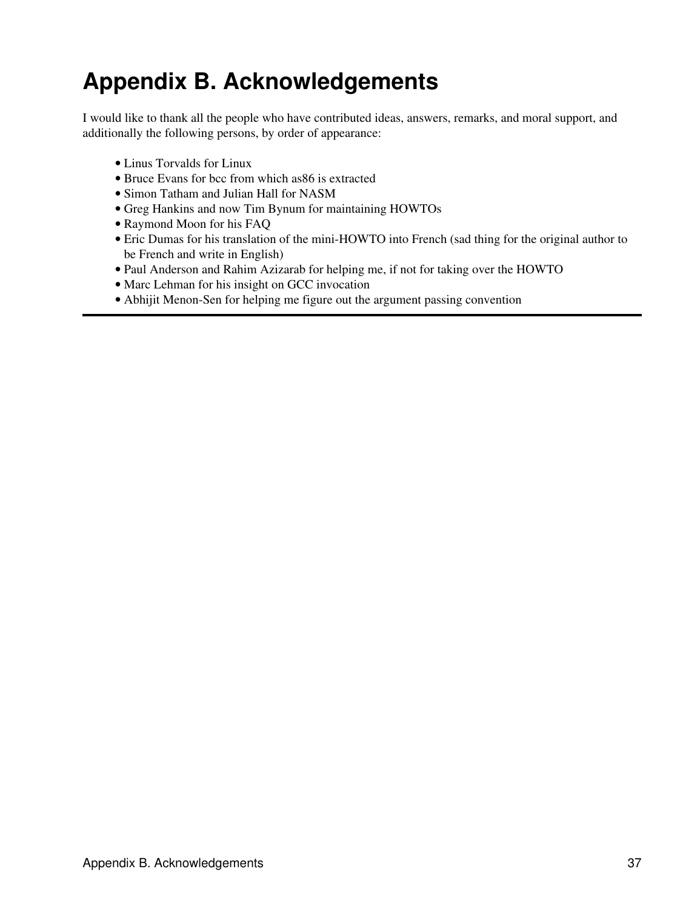# Appendix B. Acknowledgements

I would like to thank all the people who have contributed ideas, answers, remarks, and moral support, and additionally the following persons, by order of appearance:

- Linus Torvalds for Linux
- Bruce Evans for bcc from which as86 is extracted
- Simon Tatham and Julian Hall for NASM
- Greg Hankins and now Tim Bynum for maintaining HOWTOs
- Raymond Moon for his FAQ
- Eric Dumas for his translation of the mini-HOWTO into French (sad thing for the original author to be French and write in English)
- Paul Anderson and Rahim Azizarab for helping me, if not for taking over the HOWTO
- Marc Lehman for his insight on GCC invocation
- Abhijit Menon-Sen for helping me figure out the argument passing convention

---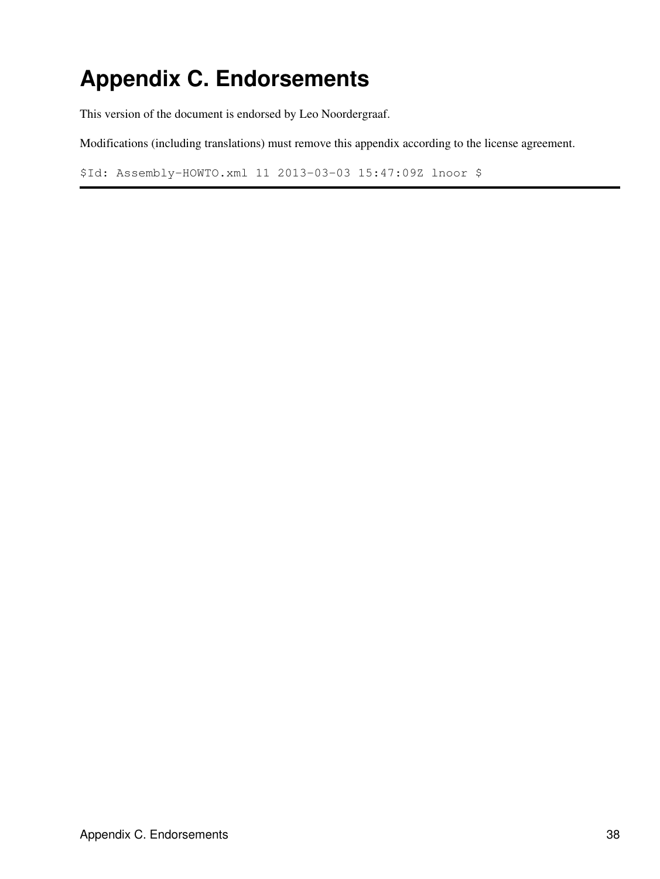# Appendix C. Endorsements

This version of the document is endorsed by Leo Noordergraaf.

Modifications (including translations) must remove this appendix according to the license agreement.

`$Id: Assembly-HOWTO.xml 11 2013-03-03 15:47:09Z lnoor $`

---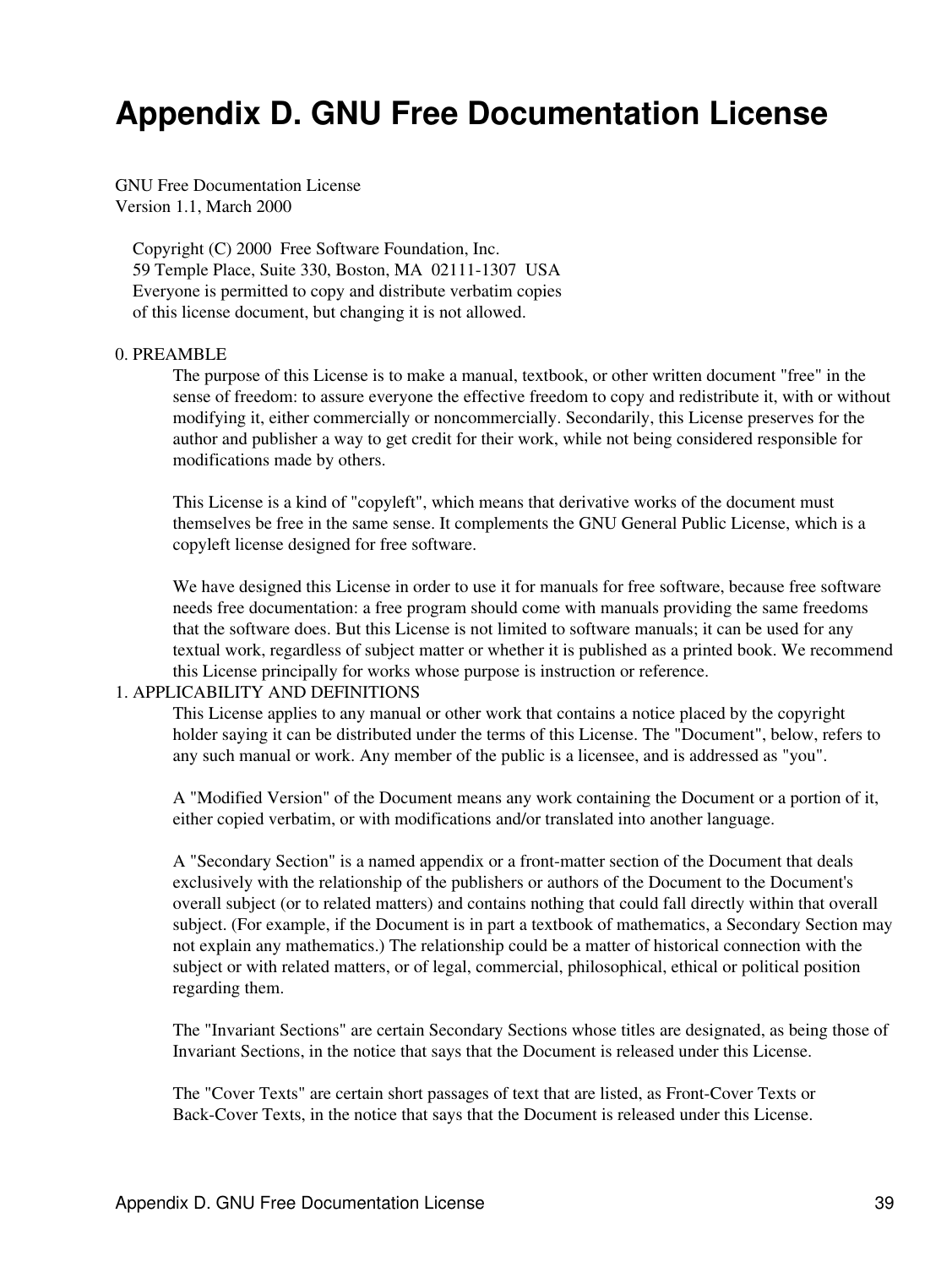# Appendix D. GNU Free Documentation License

GNU Free Documentation License
Version 1.1, March 2000

Copyright (C) 2000 Free Software Foundation, Inc.
59 Temple Place, Suite 330, Boston, MA 02111-1307 USA
Everyone is permitted to copy and distribute verbatim copies
of this license document, but changing it is not allowed.

0. PREAMBLE

The purpose of this License is to make a manual, textbook, or other written document "free" in the sense of freedom: to assure everyone the effective freedom to copy and redistribute it, with or without modifying it, either commercially or noncommercially. Secondarily, this License preserves for the author and publisher a way to get credit for their work, while not being considered responsible for modifications made by others.

This License is a kind of "copyleft", which means that derivative works of the document must themselves be free in the same sense. It complements the GNU General Public License, which is a copyleft license designed for free software.

We have designed this License in order to use it for manuals for free software, because free software needs free documentation: a free program should come with manuals providing the same freedoms that the software does. But this License is not limited to software manuals; it can be used for any textual work, regardless of subject matter or whether it is published as a printed book. We recommend this License principally for works whose purpose is instruction or reference.

1. APPLICABILITY AND DEFINITIONS

This License applies to any manual or other work that contains a notice placed by the copyright holder saying it can be distributed under the terms of this License. The "Document", below, refers to any such manual or work. Any member of the public is a licensee, and is addressed as "you".

A "Modified Version" of the Document means any work containing the Document or a portion of it, either copied verbatim, or with modifications and/or translated into another language.

A "Secondary Section" is a named appendix or a front-matter section of the Document that deals exclusively with the relationship of the publishers or authors of the Document to the Document's overall subject (or to related matters) and contains nothing that could fall directly within that overall subject. (For example, if the Document is in part a textbook of mathematics, a Secondary Section may not explain any mathematics.) The relationship could be a matter of historical connection with the subject or with related matters, or of legal, commercial, philosophical, ethical or political position regarding them.

The "Invariant Sections" are certain Secondary Sections whose titles are designated, as being those of Invariant Sections, in the notice that says that the Document is released under this License.

The "Cover Texts" are certain short passages of text that are listed, as Front-Cover Texts or Back-Cover Texts, in the notice that says that the Document is released under this License.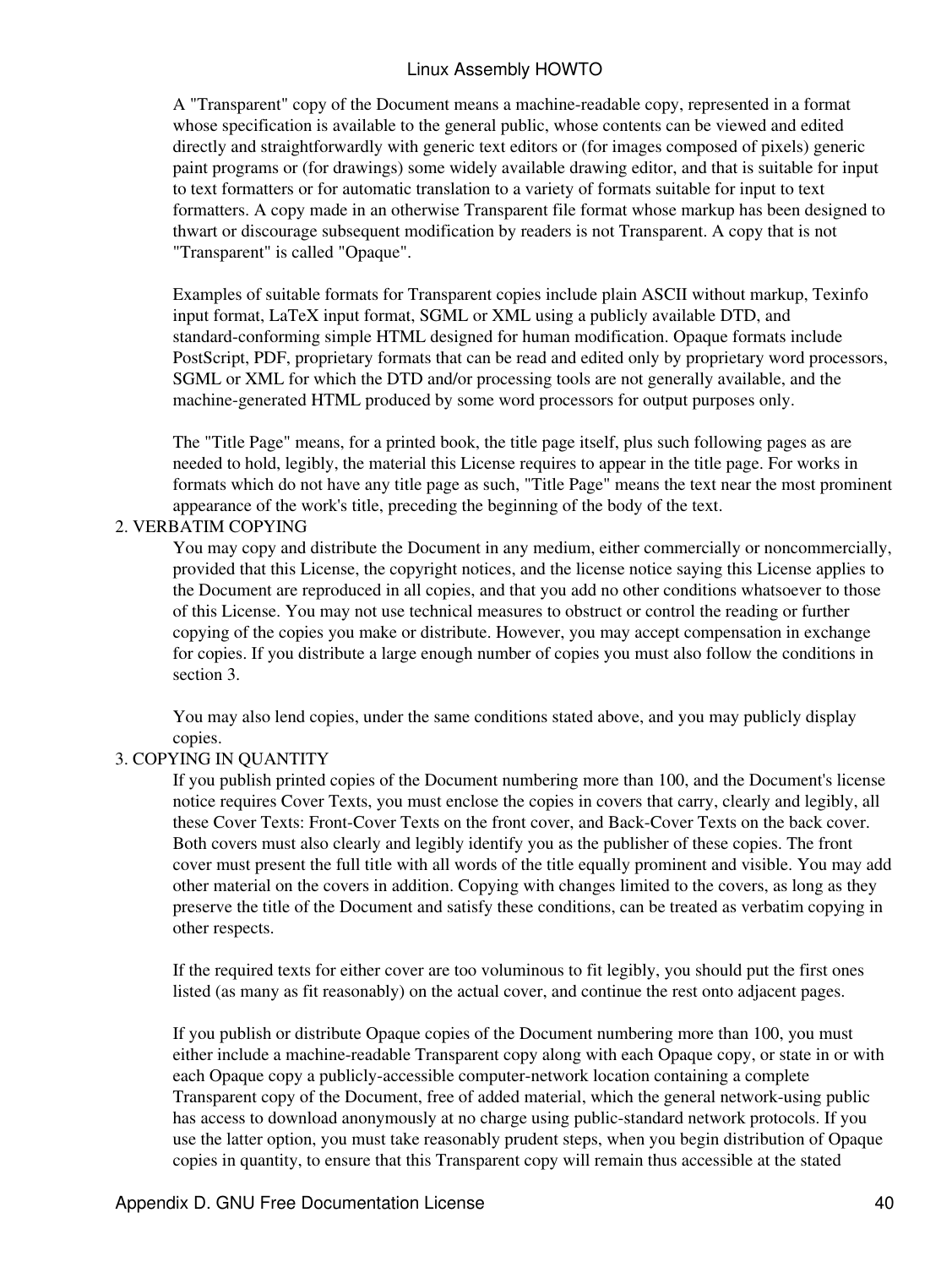A "Transparent" copy of the Document means a machine-readable copy, represented in a format whose specification is available to the general public, whose contents can be viewed and edited directly and straightforwardly with generic text editors or (for images composed of pixels) generic paint programs or (for drawings) some widely available drawing editor, and that is suitable for input to text formatters or for automatic translation to a variety of formats suitable for input to text formatters. A copy made in an otherwise Transparent file format whose markup has been designed to thwart or discourage subsequent modification by readers is not Transparent. A copy that is not "Transparent" is called "Opaque".

Examples of suitable formats for Transparent copies include plain ASCII without markup, Texinfo input format, LaTeX input format, SGML or XML using a publicly available DTD, and standard-conforming simple HTML designed for human modification. Opaque formats include PostScript, PDF, proprietary formats that can be read and edited only by proprietary word processors, SGML or XML for which the DTD and/or processing tools are not generally available, and the machine-generated HTML produced by some word processors for output purposes only.

The "Title Page" means, for a printed book, the title page itself, plus such following pages as are needed to hold, legibly, the material this License requires to appear in the title page. For works in formats which do not have any title page as such, "Title Page" means the text near the most prominent appearance of the work's title, preceding the beginning of the body of the text.

2. VERBATIM COPYING

You may copy and distribute the Document in any medium, either commercially or noncommercially, provided that this License, the copyright notices, and the license notice saying this License applies to the Document are reproduced in all copies, and that you add no other conditions whatsoever to those of this License. You may not use technical measures to obstruct or control the reading or further copying of the copies you make or distribute. However, you may accept compensation in exchange for copies. If you distribute a large enough number of copies you must also follow the conditions in section 3.

You may also lend copies, under the same conditions stated above, and you may publicly display copies.

3. COPYING IN QUANTITY

If you publish printed copies of the Document numbering more than 100, and the Document's license notice requires Cover Texts, you must enclose the copies in covers that carry, clearly and legibly, all these Cover Texts: Front-Cover Texts on the front cover, and Back-Cover Texts on the back cover. Both covers must also clearly and legibly identify you as the publisher of these copies. The front cover must present the full title with all words of the title equally prominent and visible. You may add other material on the covers in addition. Copying with changes limited to the covers, as long as they preserve the title of the Document and satisfy these conditions, can be treated as verbatim copying in other respects.

If the required texts for either cover are too voluminous to fit legibly, you should put the first ones listed (as many as fit reasonably) on the actual cover, and continue the rest onto adjacent pages.

If you publish or distribute Opaque copies of the Document numbering more than 100, you must either include a machine-readable Transparent copy along with each Opaque copy, or state in or with each Opaque copy a publicly-accessible computer-network location containing a complete Transparent copy of the Document, free of added material, which the general network-using public has access to download anonymously at no charge using public-standard network protocols. If you use the latter option, you must take reasonably prudent steps, when you begin distribution of Opaque copies in quantity, to ensure that this Transparent copy will remain thus accessible at the stated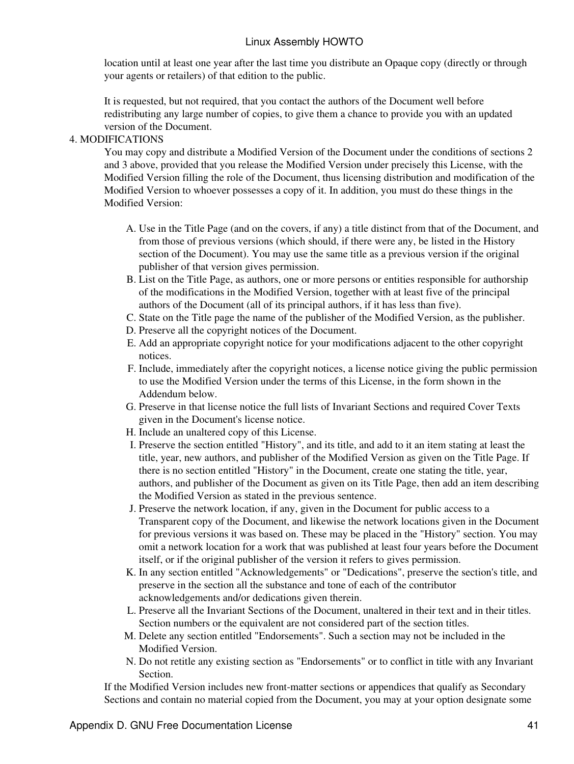location until at least one year after the last time you distribute an Opaque copy (directly or through your agents or retailers) of that edition to the public.

It is requested, but not required, that you contact the authors of the Document well before redistributing any large number of copies, to give them a chance to provide you with an updated version of the Document.

4. MODIFICATIONS

You may copy and distribute a Modified Version of the Document under the conditions of sections 2 and 3 above, provided that you release the Modified Version under precisely this License, with the Modified Version filling the role of the Document, thus licensing distribution and modification of the Modified Version to whoever possesses a copy of it. In addition, you must do these things in the Modified Version:

A. Use in the Title Page (and on the covers, if any) a title distinct from that of the Document, and from those of previous versions (which should, if there were any, be listed in the History section of the Document). You may use the same title as a previous version if the original publisher of that version gives permission.
B. List on the Title Page, as authors, one or more persons or entities responsible for authorship of the modifications in the Modified Version, together with at least five of the principal authors of the Document (all of its principal authors, if it has less than five).
C. State on the Title page the name of the publisher of the Modified Version, as the publisher.
D. Preserve all the copyright notices of the Document.
E. Add an appropriate copyright notice for your modifications adjacent to the other copyright notices.
F. Include, immediately after the copyright notices, a license notice giving the public permission to use the Modified Version under the terms of this License, in the form shown in the Addendum below.
G. Preserve in that license notice the full lists of Invariant Sections and required Cover Texts given in the Document's license notice.
H. Include an unaltered copy of this License.
I. Preserve the section entitled "History", and its title, and add to it an item stating at least the title, year, new authors, and publisher of the Modified Version as given on the Title Page. If there is no section entitled "History" in the Document, create one stating the title, year, authors, and publisher of the Document as given on its Title Page, then add an item describing the Modified Version as stated in the previous sentence.
J. Preserve the network location, if any, given in the Document for public access to a Transparent copy of the Document, and likewise the network locations given in the Document for previous versions it was based on. These may be placed in the "History" section. You may omit a network location for a work that was published at least four years before the Document itself, or if the original publisher of the version it refers to gives permission.
K. In any section entitled "Acknowledgements" or "Dedications", preserve the section's title, and preserve in the section all the substance and tone of each of the contributor acknowledgements and/or dedications given therein.
L. Preserve all the Invariant Sections of the Document, unaltered in their text and in their titles. Section numbers or the equivalent are not considered part of the section titles.
M. Delete any section entitled "Endorsements". Such a section may not be included in the Modified Version.
N. Do not retitle any existing section as "Endorsements" or to conflict in title with any Invariant Section.

If the Modified Version includes new front-matter sections or appendices that qualify as Secondary Sections and contain no material copied from the Document, you may at your option designate some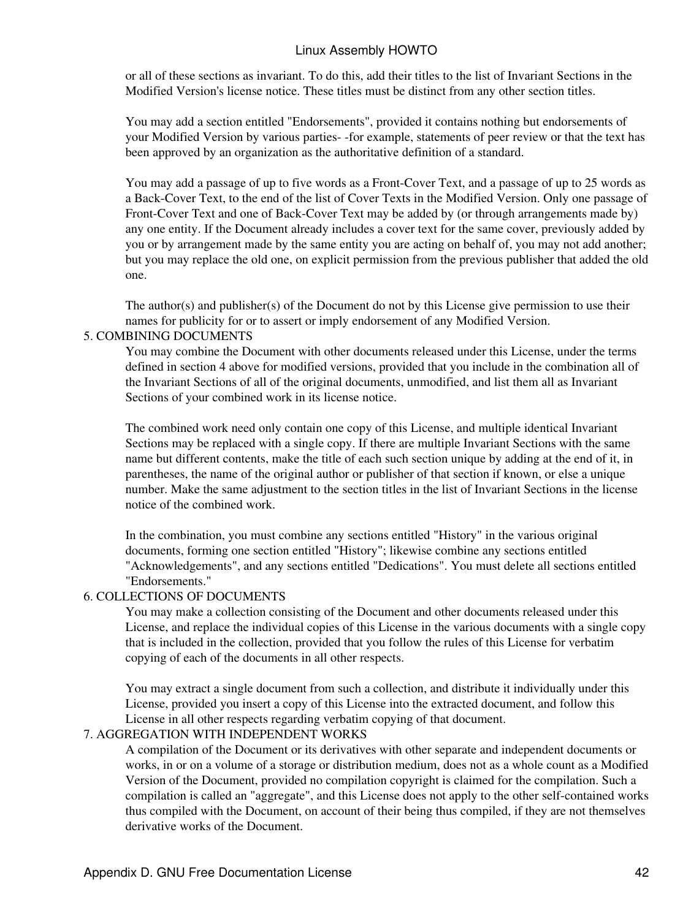or all of these sections as invariant. To do this, add their titles to the list of Invariant Sections in the Modified Version's license notice. These titles must be distinct from any other section titles.

You may add a section entitled "Endorsements", provided it contains nothing but endorsements of your Modified Version by various parties- -for example, statements of peer review or that the text has been approved by an organization as the authoritative definition of a standard.

You may add a passage of up to five words as a Front-Cover Text, and a passage of up to 25 words as a Back-Cover Text, to the end of the list of Cover Texts in the Modified Version. Only one passage of Front-Cover Text and one of Back-Cover Text may be added by (or through arrangements made by) any one entity. If the Document already includes a cover text for the same cover, previously added by you or by arrangement made by the same entity you are acting on behalf of, you may not add another; but you may replace the old one, on explicit permission from the previous publisher that added the old one.

The author(s) and publisher(s) of the Document do not by this License give permission to use their names for publicity for or to assert or imply endorsement of any Modified Version.

5. COMBINING DOCUMENTS

You may combine the Document with other documents released under this License, under the terms defined in section 4 above for modified versions, provided that you include in the combination all of the Invariant Sections of all of the original documents, unmodified, and list them all as Invariant Sections of your combined work in its license notice.

The combined work need only contain one copy of this License, and multiple identical Invariant Sections may be replaced with a single copy. If there are multiple Invariant Sections with the same name but different contents, make the title of each such section unique by adding at the end of it, in parentheses, the name of the original author or publisher of that section if known, or else a unique number. Make the same adjustment to the section titles in the list of Invariant Sections in the license notice of the combined work.

In the combination, you must combine any sections entitled "History" in the various original documents, forming one section entitled "History"; likewise combine any sections entitled "Acknowledgements", and any sections entitled "Dedications". You must delete all sections entitled "Endorsements."

6. COLLECTIONS OF DOCUMENTS

You may make a collection consisting of the Document and other documents released under this License, and replace the individual copies of this License in the various documents with a single copy that is included in the collection, provided that you follow the rules of this License for verbatim copying of each of the documents in all other respects.

You may extract a single document from such a collection, and distribute it individually under this License, provided you insert a copy of this License into the extracted document, and follow this License in all other respects regarding verbatim copying of that document.

7. AGGREGATION WITH INDEPENDENT WORKS

A compilation of the Document or its derivatives with other separate and independent documents or works, in or on a volume of a storage or distribution medium, does not as a whole count as a Modified Version of the Document, provided no compilation copyright is claimed for the compilation. Such a compilation is called an "aggregate", and this License does not apply to the other self-contained works thus compiled with the Document, on account of their being thus compiled, if they are not themselves derivative works of the Document.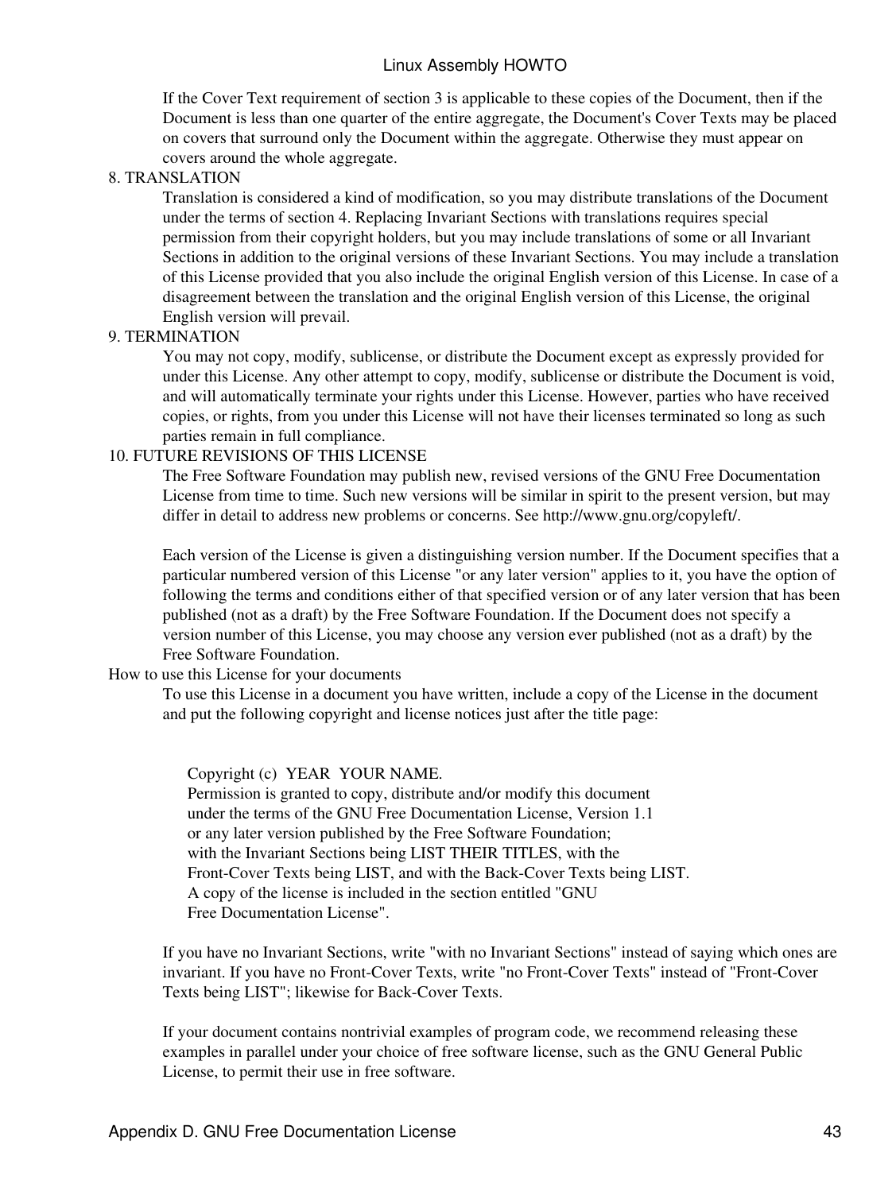If the Cover Text requirement of section 3 is applicable to these copies of the Document, then if the Document is less than one quarter of the entire aggregate, the Document's Cover Texts may be placed on covers that surround only the Document within the aggregate. Otherwise they must appear on covers around the whole aggregate.

8. TRANSLATION

Translation is considered a kind of modification, so you may distribute translations of the Document under the terms of section 4. Replacing Invariant Sections with translations requires special permission from their copyright holders, but you may include translations of some or all Invariant Sections in addition to the original versions of these Invariant Sections. You may include a translation of this License provided that you also include the original English version of this License. In case of a disagreement between the translation and the original English version of this License, the original English version will prevail.

9. TERMINATION

You may not copy, modify, sublicense, or distribute the Document except as expressly provided for under this License. Any other attempt to copy, modify, sublicense or distribute the Document is void, and will automatically terminate your rights under this License. However, parties who have received copies, or rights, from you under this License will not have their licenses terminated so long as such parties remain in full compliance.

10. FUTURE REVISIONS OF THIS LICENSE

The Free Software Foundation may publish new, revised versions of the GNU Free Documentation License from time to time. Such new versions will be similar in spirit to the present version, but may differ in detail to address new problems or concerns. See http://www.gnu.org/copyleft/.

Each version of the License is given a distinguishing version number. If the Document specifies that a particular numbered version of this License "or any later version" applies to it, you have the option of following the terms and conditions either of that specified version or of any later version that has been published (not as a draft) by the Free Software Foundation. If the Document does not specify a version number of this License, you may choose any version ever published (not as a draft) by the Free Software Foundation.

How to use this License for your documents

To use this License in a document you have written, include a copy of the License in the document and put the following copyright and license notices just after the title page:

```
Copyright (c)  YEAR  YOUR NAME.
Permission is granted to copy, distribute and/or modify this document
under the terms of the GNU Free Documentation License, Version 1.1
or any later version published by the Free Software Foundation;
with the Invariant Sections being LIST THEIR TITLES, with the
Front-Cover Texts being LIST, and with the Back-Cover Texts being LIST.
A copy of the license is included in the section entitled "GNU
Free Documentation License".
```

If you have no Invariant Sections, write "with no Invariant Sections" instead of saying which ones are invariant. If you have no Front-Cover Texts, write "no Front-Cover Texts" instead of "Front-Cover Texts being LIST"; likewise for Back-Cover Texts.

If your document contains nontrivial examples of program code, we recommend releasing these examples in parallel under your choice of free software license, such as the GNU General Public License, to permit their use in free software.